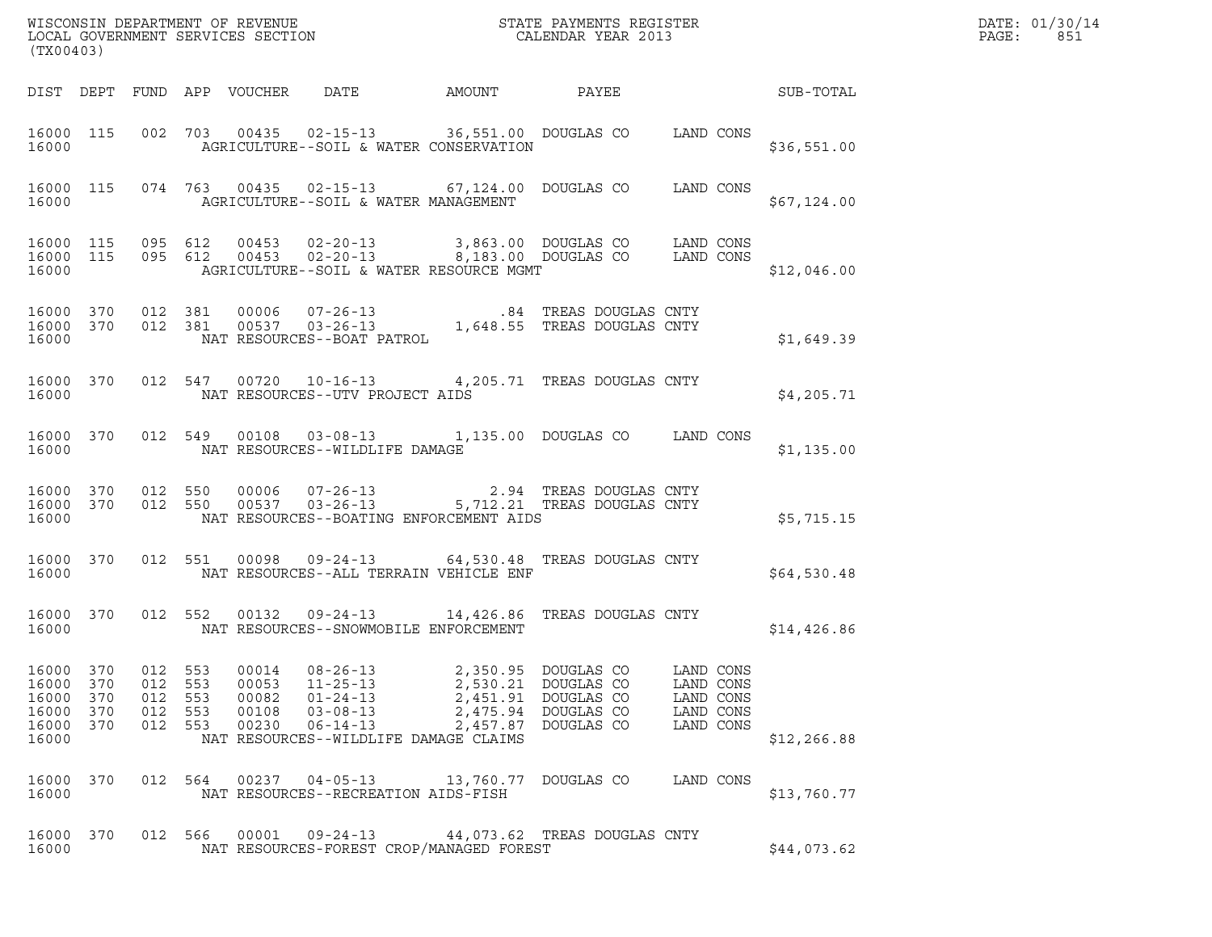WISCONSIN DEPARTMENT OF REVENUE
LOCAL GOVERNMENT SERVICES SECTION
(TX00403)

STATE PAYMENTS REGISTER
CALENDAR YEAR 2013

DATE: 01/30/14
PAGE: 851

| DIST | DEPT | FUND | APP | VOUCHER | DATE | AMOUNT | PAYEE | | SUB-TOTAL |
|---|---|---|---|---|---|---|---|---|---|
| 16000 | 115 | 002 | 703 | 00435 | 02-15-13 | 36,551.00 | DOUGLAS CO | LAND CONS | |
| 16000 | | | | AGRICULTURE--SOIL & WATER CONSERVATION | | | | | $36,551.00 |
| 16000 | 115 | 074 | 763 | 00435 | 02-15-13 | 67,124.00 | DOUGLAS CO | LAND CONS | |
| 16000 | | | | AGRICULTURE--SOIL & WATER MANAGEMENT | | | | | $67,124.00 |
| 16000 | 115 | 095 | 612 | 00453 | 02-20-13 | 3,863.00 | DOUGLAS CO | LAND CONS | |
| 16000 | 115 | 095 | 612 | 00453 | 02-20-13 | 8,183.00 | DOUGLAS CO | LAND CONS | |
| 16000 | | | | AGRICULTURE--SOIL & WATER RESOURCE MGMT | | | | | $12,046.00 |
| 16000 | 370 | 012 | 381 | 00006 | 07-26-13 | .84 | TREAS DOUGLAS CNTY | | |
| 16000 | 370 | 012 | 381 | 00537 | 03-26-13 | 1,648.55 | TREAS DOUGLAS CNTY | | |
| 16000 | | | | NAT RESOURCES--BOAT PATROL | | | | | $1,649.39 |
| 16000 | 370 | 012 | 547 | 00720 | 10-16-13 | 4,205.71 | TREAS DOUGLAS CNTY | | |
| 16000 | | | | NAT RESOURCES--UTV PROJECT AIDS | | | | | $4,205.71 |
| 16000 | 370 | 012 | 549 | 00108 | 03-08-13 | 1,135.00 | DOUGLAS CO | LAND CONS | |
| 16000 | | | | NAT RESOURCES--WILDLIFE DAMAGE | | | | | $1,135.00 |
| 16000 | 370 | 012 | 550 | 00006 | 07-26-13 | 2.94 | TREAS DOUGLAS CNTY | | |
| 16000 | 370 | 012 | 550 | 00537 | 03-26-13 | 5,712.21 | TREAS DOUGLAS CNTY | | |
| 16000 | | | | NAT RESOURCES--BOATING ENFORCEMENT AIDS | | | | | $5,715.15 |
| 16000 | 370 | 012 | 551 | 00098 | 09-24-13 | 64,530.48 | TREAS DOUGLAS CNTY | | |
| 16000 | | | | NAT RESOURCES--ALL TERRAIN VEHICLE ENF | | | | | $64,530.48 |
| 16000 | 370 | 012 | 552 | 00132 | 09-24-13 | 14,426.86 | TREAS DOUGLAS CNTY | | |
| 16000 | | | | NAT RESOURCES--SNOWMOBILE ENFORCEMENT | | | | | $14,426.86 |
| 16000 | 370 | 012 | 553 | 00014 | 08-26-13 | 2,350.95 | DOUGLAS CO | LAND CONS | |
| 16000 | 370 | 012 | 553 | 00053 | 11-25-13 | 2,530.21 | DOUGLAS CO | LAND CONS | |
| 16000 | 370 | 012 | 553 | 00082 | 01-24-13 | 2,451.91 | DOUGLAS CO | LAND CONS | |
| 16000 | 370 | 012 | 553 | 00108 | 03-08-13 | 2,475.94 | DOUGLAS CO | LAND CONS | |
| 16000 | 370 | 012 | 553 | 00230 | 06-14-13 | 2,457.87 | DOUGLAS CO | LAND CONS | |
| 16000 | | | | NAT RESOURCES--WILDLIFE DAMAGE CLAIMS | | | | | $12,266.88 |
| 16000 | 370 | 012 | 564 | 00237 | 04-05-13 | 13,760.77 | DOUGLAS CO | LAND CONS | |
| 16000 | | | | NAT RESOURCES--RECREATION AIDS-FISH | | | | | $13,760.77 |
| 16000 | 370 | 012 | 566 | 00001 | 09-24-13 | 44,073.62 | TREAS DOUGLAS CNTY | | |
| 16000 | | | | NAT RESOURCES-FOREST CROP/MANAGED FOREST | | | | | $44,073.62 |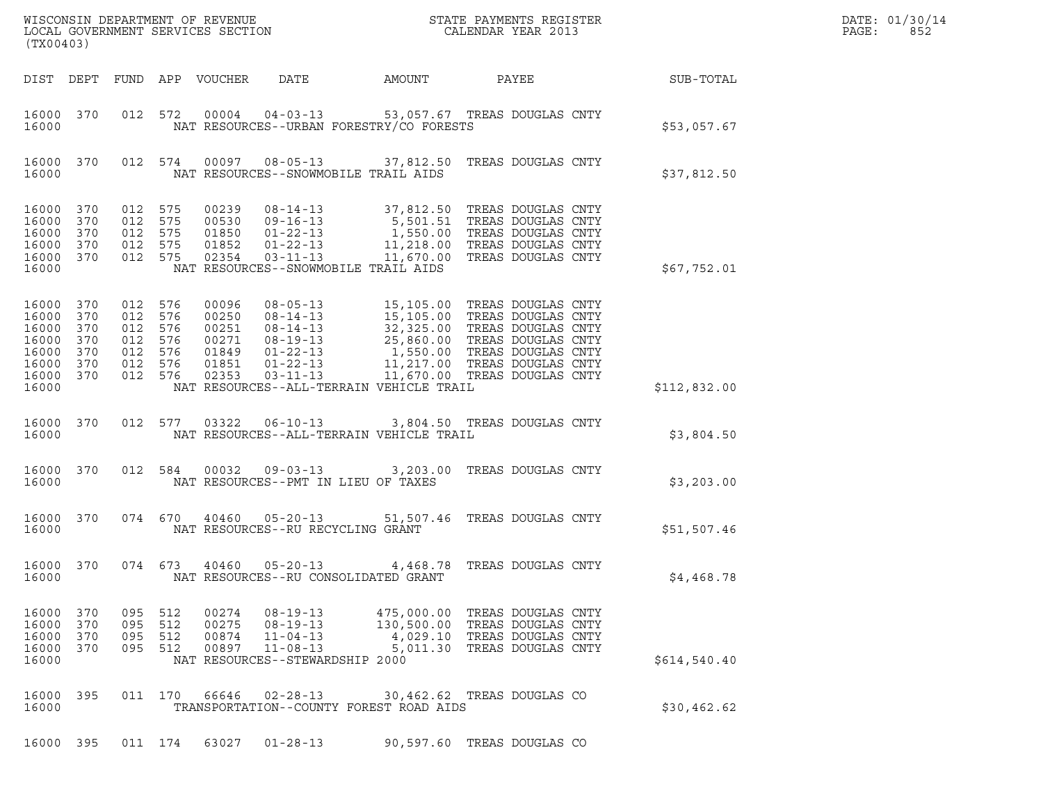WISCONSIN DEPARTMENT OF REVENUE
LOCAL GOVERNMENT SERVICES SECTION
(TX00403)

STATE PAYMENTS REGISTER
CALENDAR YEAR 2013

DATE: 01/30/14
PAGE: 852

| DIST | DEPT | FUND | APP | VOUCHER | DATE | AMOUNT | PAYEE | SUB-TOTAL |
|---|---|---|---|---|---|---|---|---|
| 16000 | 370 | 012 | 572 | 00004 | 04-03-13 | 53,057.67 | TREAS DOUGLAS CNTY | |
| 16000 | | | | | NAT RESOURCES--URBAN FORESTRY/CO FORESTS | | | $53,057.67 |
| 16000 | 370 | 012 | 574 | 00097 | 08-05-13 | 37,812.50 | TREAS DOUGLAS CNTY | |
| 16000 | | | | | NAT RESOURCES--SNOWMOBILE TRAIL AIDS | | | $37,812.50 |
| 16000 | 370 | 012 | 575 | 00239 | 08-14-13 | 37,812.50 | TREAS DOUGLAS CNTY | |
| 16000 | 370 | 012 | 575 | 00530 | 09-16-13 | 5,501.51 | TREAS DOUGLAS CNTY | |
| 16000 | 370 | 012 | 575 | 01850 | 01-22-13 | 1,550.00 | TREAS DOUGLAS CNTY | |
| 16000 | 370 | 012 | 575 | 01852 | 01-22-13 | 11,218.00 | TREAS DOUGLAS CNTY | |
| 16000 | 370 | 012 | 575 | 02354 | 03-11-13 | 11,670.00 | TREAS DOUGLAS CNTY | |
| 16000 | | | | | NAT RESOURCES--SNOWMOBILE TRAIL AIDS | | | $67,752.01 |
| 16000 | 370 | 012 | 576 | 00096 | 08-05-13 | 15,105.00 | TREAS DOUGLAS CNTY | |
| 16000 | 370 | 012 | 576 | 00250 | 08-14-13 | 15,105.00 | TREAS DOUGLAS CNTY | |
| 16000 | 370 | 012 | 576 | 00251 | 08-14-13 | 32,325.00 | TREAS DOUGLAS CNTY | |
| 16000 | 370 | 012 | 576 | 00271 | 08-19-13 | 25,860.00 | TREAS DOUGLAS CNTY | |
| 16000 | 370 | 012 | 576 | 01849 | 01-22-13 | 1,550.00 | TREAS DOUGLAS CNTY | |
| 16000 | 370 | 012 | 576 | 01851 | 01-22-13 | 11,217.00 | TREAS DOUGLAS CNTY | |
| 16000 | 370 | 012 | 576 | 02353 | 03-11-13 | 11,670.00 | TREAS DOUGLAS CNTY | |
| 16000 | | | | | NAT RESOURCES--ALL-TERRAIN VEHICLE TRAIL | | | $112,832.00 |
| 16000 | 370 | 012 | 577 | 03322 | 06-10-13 | 3,804.50 | TREAS DOUGLAS CNTY | |
| 16000 | | | | | NAT RESOURCES--ALL-TERRAIN VEHICLE TRAIL | | | $3,804.50 |
| 16000 | 370 | 012 | 584 | 00032 | 09-03-13 | 3,203.00 | TREAS DOUGLAS CNTY | |
| 16000 | | | | | NAT RESOURCES--PMT IN LIEU OF TAXES | | | $3,203.00 |
| 16000 | 370 | 074 | 670 | 40460 | 05-20-13 | 51,507.46 | TREAS DOUGLAS CNTY | |
| 16000 | | | | | NAT RESOURCES--RU RECYCLING GRANT | | | $51,507.46 |
| 16000 | 370 | 074 | 673 | 40460 | 05-20-13 | 4,468.78 | TREAS DOUGLAS CNTY | |
| 16000 | | | | | NAT RESOURCES--RU CONSOLIDATED GRANT | | | $4,468.78 |
| 16000 | 370 | 095 | 512 | 00274 | 08-19-13 | 475,000.00 | TREAS DOUGLAS CNTY | |
| 16000 | 370 | 095 | 512 | 00275 | 08-19-13 | 130,500.00 | TREAS DOUGLAS CNTY | |
| 16000 | 370 | 095 | 512 | 00874 | 11-04-13 | 4,029.10 | TREAS DOUGLAS CNTY | |
| 16000 | 370 | 095 | 512 | 00897 | 11-08-13 | 5,011.30 | TREAS DOUGLAS CNTY | |
| 16000 | | | | | NAT RESOURCES--STEWARDSHIP 2000 | | | $614,540.40 |
| 16000 | 395 | 011 | 170 | 66646 | 02-28-13 | 30,462.62 | TREAS DOUGLAS CO | |
| 16000 | | | | | TRANSPORTATION--COUNTY FOREST ROAD AIDS | | | $30,462.62 |
| 16000 | 395 | 011 | 174 | 63027 | 01-28-13 | 90,597.60 | TREAS DOUGLAS CO | |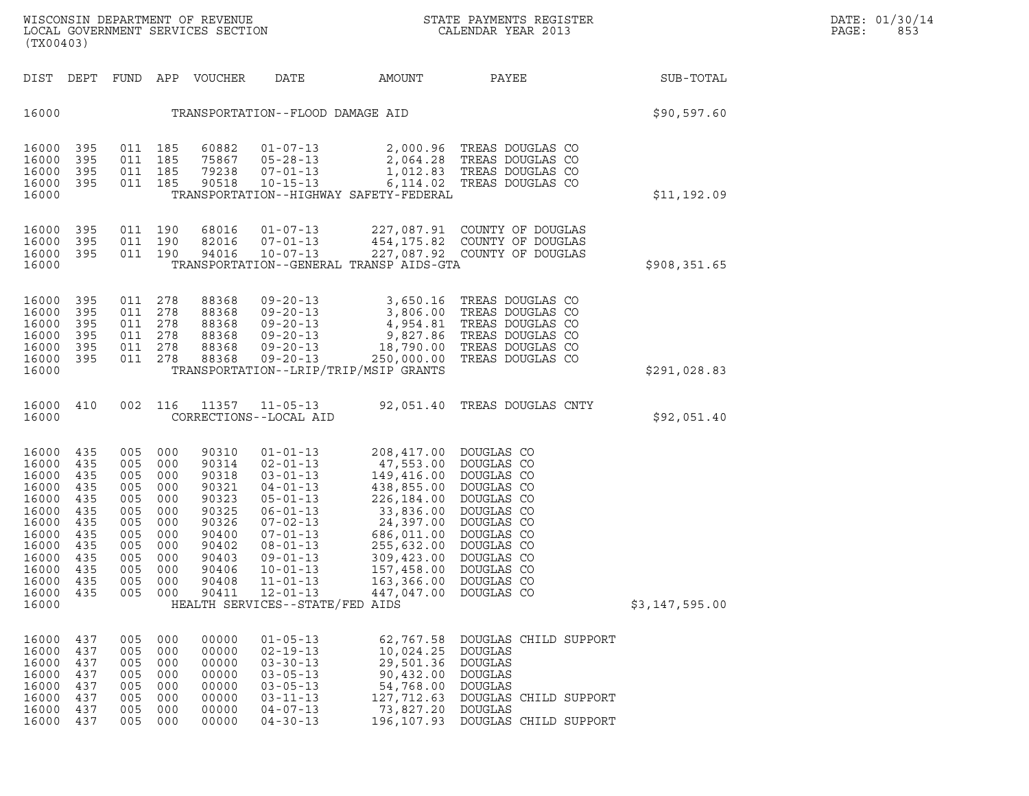WISCONSIN DEPARTMENT OF REVENUE
LOCAL GOVERNMENT SERVICES SECTION
(TX00403)

STATE PAYMENTS REGISTER
CALENDAR YEAR 2013

DATE: 01/30/14

| DIST | DEPT | FUND | APP | VOUCHER | DATE | AMOUNT | PAYEE | SUB-TOTAL |
|---|---|---|---|---|---|---|---|---|
| 16000 | | | | | TRANSPORTATION--FLOOD DAMAGE AID | | | $90,597.60 |
| 16000 | 395 | 011 | 185 | 60882 | 01-07-13 | 2,000.96 | TREAS DOUGLAS CO | |
| 16000 | 395 | 011 | 185 | 75867 | 05-28-13 | 2,064.28 | TREAS DOUGLAS CO | |
| 16000 | 395 | 011 | 185 | 79238 | 07-01-13 | 1,012.83 | TREAS DOUGLAS CO | |
| 16000 | 395 | 011 | 185 | 90518 | 10-15-13 | 6,114.02 | TREAS DOUGLAS CO | |
| 16000 | | | | | TRANSPORTATION--HIGHWAY SAFETY-FEDERAL | | | $11,192.09 |
| 16000 | 395 | 011 | 190 | 68016 | 01-07-13 | 227,087.91 | COUNTY OF DOUGLAS | |
| 16000 | 395 | 011 | 190 | 82016 | 07-01-13 | 454,175.82 | COUNTY OF DOUGLAS | |
| 16000 | 395 | 011 | 190 | 94016 | 10-07-13 | 227,087.92 | COUNTY OF DOUGLAS | |
| 16000 | | | | | TRANSPORTATION--GENERAL TRANSP AIDS-GTA | | | $908,351.65 |
| 16000 | 395 | 011 | 278 | 88368 | 09-20-13 | 3,650.16 | TREAS DOUGLAS CO | |
| 16000 | 395 | 011 | 278 | 88368 | 09-20-13 | 3,806.00 | TREAS DOUGLAS CO | |
| 16000 | 395 | 011 | 278 | 88368 | 09-20-13 | 4,954.81 | TREAS DOUGLAS CO | |
| 16000 | 395 | 011 | 278 | 88368 | 09-20-13 | 9,827.86 | TREAS DOUGLAS CO | |
| 16000 | 395 | 011 | 278 | 88368 | 09-20-13 | 18,790.00 | TREAS DOUGLAS CO | |
| 16000 | 395 | 011 | 278 | 88368 | 09-20-13 | 250,000.00 | TREAS DOUGLAS CO | |
| 16000 | | | | | TRANSPORTATION--LRIP/TRIP/MSIP GRANTS | | | $291,028.83 |
| 16000 | 410 | 002 | 116 | 11357 | 11-05-13 | 92,051.40 | TREAS DOUGLAS CNTY | |
| 16000 | | | | | CORRECTIONS--LOCAL AID | | | $92,051.40 |
| 16000 | 435 | 005 | 000 | 90310 | 01-01-13 | 208,417.00 | DOUGLAS CO | |
| 16000 | 435 | 005 | 000 | 90314 | 02-01-13 | 47,553.00 | DOUGLAS CO | |
| 16000 | 435 | 005 | 000 | 90318 | 03-01-13 | 149,416.00 | DOUGLAS CO | |
| 16000 | 435 | 005 | 000 | 90321 | 04-01-13 | 438,855.00 | DOUGLAS CO | |
| 16000 | 435 | 005 | 000 | 90323 | 05-01-13 | 226,184.00 | DOUGLAS CO | |
| 16000 | 435 | 005 | 000 | 90325 | 06-01-13 | 33,836.00 | DOUGLAS CO | |
| 16000 | 435 | 005 | 000 | 90326 | 07-02-13 | 24,397.00 | DOUGLAS CO | |
| 16000 | 435 | 005 | 000 | 90400 | 07-01-13 | 686,011.00 | DOUGLAS CO | |
| 16000 | 435 | 005 | 000 | 90402 | 08-01-13 | 255,632.00 | DOUGLAS CO | |
| 16000 | 435 | 005 | 000 | 90403 | 09-01-13 | 309,423.00 | DOUGLAS CO | |
| 16000 | 435 | 005 | 000 | 90406 | 10-01-13 | 157,458.00 | DOUGLAS CO | |
| 16000 | 435 | 005 | 000 | 90408 | 11-01-13 | 163,366.00 | DOUGLAS CO | |
| 16000 | 435 | 005 | 000 | 90411 | 12-01-13 | 447,047.00 | DOUGLAS CO | |
| 16000 | | | | | HEALTH SERVICES--STATE/FED AIDS | | | $3,147,595.00 |
| 16000 | 437 | 005 | 000 | 00000 | 01-05-13 | 62,767.58 | DOUGLAS CHILD SUPPORT | |
| 16000 | 437 | 005 | 000 | 00000 | 02-19-13 | 10,024.25 | DOUGLAS | |
| 16000 | 437 | 005 | 000 | 00000 | 03-30-13 | 29,501.36 | DOUGLAS | |
| 16000 | 437 | 005 | 000 | 00000 | 03-05-13 | 90,432.00 | DOUGLAS | |
| 16000 | 437 | 005 | 000 | 00000 | 03-05-13 | 54,768.00 | DOUGLAS | |
| 16000 | 437 | 005 | 000 | 00000 | 03-11-13 | 127,712.63 | DOUGLAS CHILD SUPPORT | |
| 16000 | 437 | 005 | 000 | 00000 | 04-07-13 | 73,827.20 | DOUGLAS | |
| 16000 | 437 | 005 | 000 | 00000 | 04-30-13 | 196,107.93 | DOUGLAS CHILD SUPPORT | |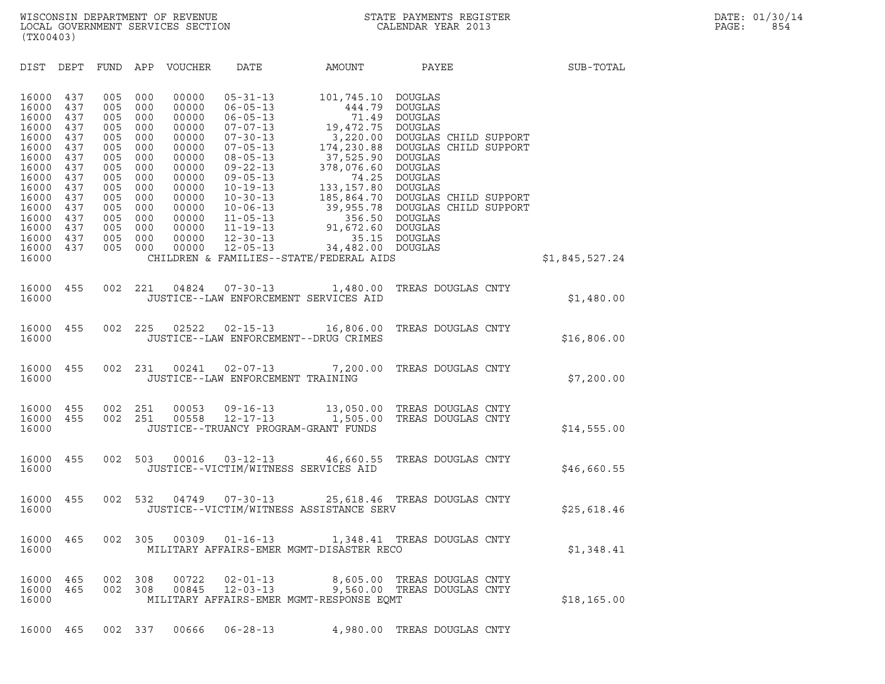WISCONSIN DEPARTMENT OF REVENUE
LOCAL GOVERNMENT SERVICES SECTION
(TX00403)

STATE PAYMENTS REGISTER
CALENDAR YEAR 2013

DATE: 01/30/14
PAGE: 854

| DIST | DEPT | FUND | APP | VOUCHER | DATE | AMOUNT | PAYEE | SUB-TOTAL |
|---|---|---|---|---|---|---|---|---|
| 16000 | 437 | 005 | 000 | 00000 | 05-31-13 | 101,745.10 | DOUGLAS | |
| 16000 | 437 | 005 | 000 | 00000 | 06-05-13 | 444.79 | DOUGLAS | |
| 16000 | 437 | 005 | 000 | 00000 | 06-05-13 | 71.49 | DOUGLAS | |
| 16000 | 437 | 005 | 000 | 00000 | 07-07-13 | 19,472.75 | DOUGLAS | |
| 16000 | 437 | 005 | 000 | 00000 | 07-30-13 | 3,220.00 | DOUGLAS CHILD SUPPORT | |
| 16000 | 437 | 005 | 000 | 00000 | 07-05-13 | 174,230.88 | DOUGLAS CHILD SUPPORT | |
| 16000 | 437 | 005 | 000 | 00000 | 08-05-13 | 37,525.90 | DOUGLAS | |
| 16000 | 437 | 005 | 000 | 00000 | 09-22-13 | 378,076.60 | DOUGLAS | |
| 16000 | 437 | 005 | 000 | 00000 | 09-05-13 | 74.25 | DOUGLAS | |
| 16000 | 437 | 005 | 000 | 00000 | 10-19-13 | 133,157.80 | DOUGLAS | |
| 16000 | 437 | 005 | 000 | 00000 | 10-30-13 | 185,864.70 | DOUGLAS CHILD SUPPORT | |
| 16000 | 437 | 005 | 000 | 00000 | 10-06-13 | 39,955.78 | DOUGLAS CHILD SUPPORT | |
| 16000 | 437 | 005 | 000 | 00000 | 11-05-13 | 356.50 | DOUGLAS | |
| 16000 | 437 | 005 | 000 | 00000 | 11-19-13 | 91,672.60 | DOUGLAS | |
| 16000 | 437 | 005 | 000 | 00000 | 12-30-13 | 35.15 | DOUGLAS | |
| 16000 | 437 | 005 | 000 | 00000 | 12-05-13 | 34,482.00 | DOUGLAS | |
| 16000 | | | | | CHILDREN & FAMILIES--STATE/FEDERAL AIDS | | | $1,845,527.24 |
| 16000 | 455 | 002 | 221 | 04824 | 07-30-13 | 1,480.00 | TREAS DOUGLAS CNTY | |
| 16000 | | | | | JUSTICE--LAW ENFORCEMENT SERVICES AID | | | $1,480.00 |
| 16000 | 455 | 002 | 225 | 02522 | 02-15-13 | 16,806.00 | TREAS DOUGLAS CNTY | |
| 16000 | | | | | JUSTICE--LAW ENFORCEMENT--DRUG CRIMES | | | $16,806.00 |
| 16000 | 455 | 002 | 231 | 00241 | 02-07-13 | 7,200.00 | TREAS DOUGLAS CNTY | |
| 16000 | | | | | JUSTICE--LAW ENFORCEMENT TRAINING | | | $7,200.00 |
| 16000 | 455 | 002 | 251 | 00053 | 09-16-13 | 13,050.00 | TREAS DOUGLAS CNTY | |
| 16000 | 455 | 002 | 251 | 00558 | 12-17-13 | 1,505.00 | TREAS DOUGLAS CNTY | |
| 16000 | | | | | JUSTICE--TRUANCY PROGRAM-GRANT FUNDS | | | $14,555.00 |
| 16000 | 455 | 002 | 503 | 00016 | 03-12-13 | 46,660.55 | TREAS DOUGLAS CNTY | |
| 16000 | | | | | JUSTICE--VICTIM/WITNESS SERVICES AID | | | $46,660.55 |
| 16000 | 455 | 002 | 532 | 04749 | 07-30-13 | 25,618.46 | TREAS DOUGLAS CNTY | |
| 16000 | | | | | JUSTICE--VICTIM/WITNESS ASSISTANCE SERV | | | $25,618.46 |
| 16000 | 465 | 002 | 305 | 00309 | 01-16-13 | 1,348.41 | TREAS DOUGLAS CNTY | |
| 16000 | | | | | MILITARY AFFAIRS-EMER MGMT-DISASTER RECO | | | $1,348.41 |
| 16000 | 465 | 002 | 308 | 00722 | 02-01-13 | 8,605.00 | TREAS DOUGLAS CNTY | |
| 16000 | 465 | 002 | 308 | 00845 | 12-03-13 | 9,560.00 | TREAS DOUGLAS CNTY | |
| 16000 | | | | | MILITARY AFFAIRS-EMER MGMT-RESPONSE EQMT | | | $18,165.00 |
| 16000 | 465 | 002 | 337 | 00666 | 06-28-13 | 4,980.00 | TREAS DOUGLAS CNTY | |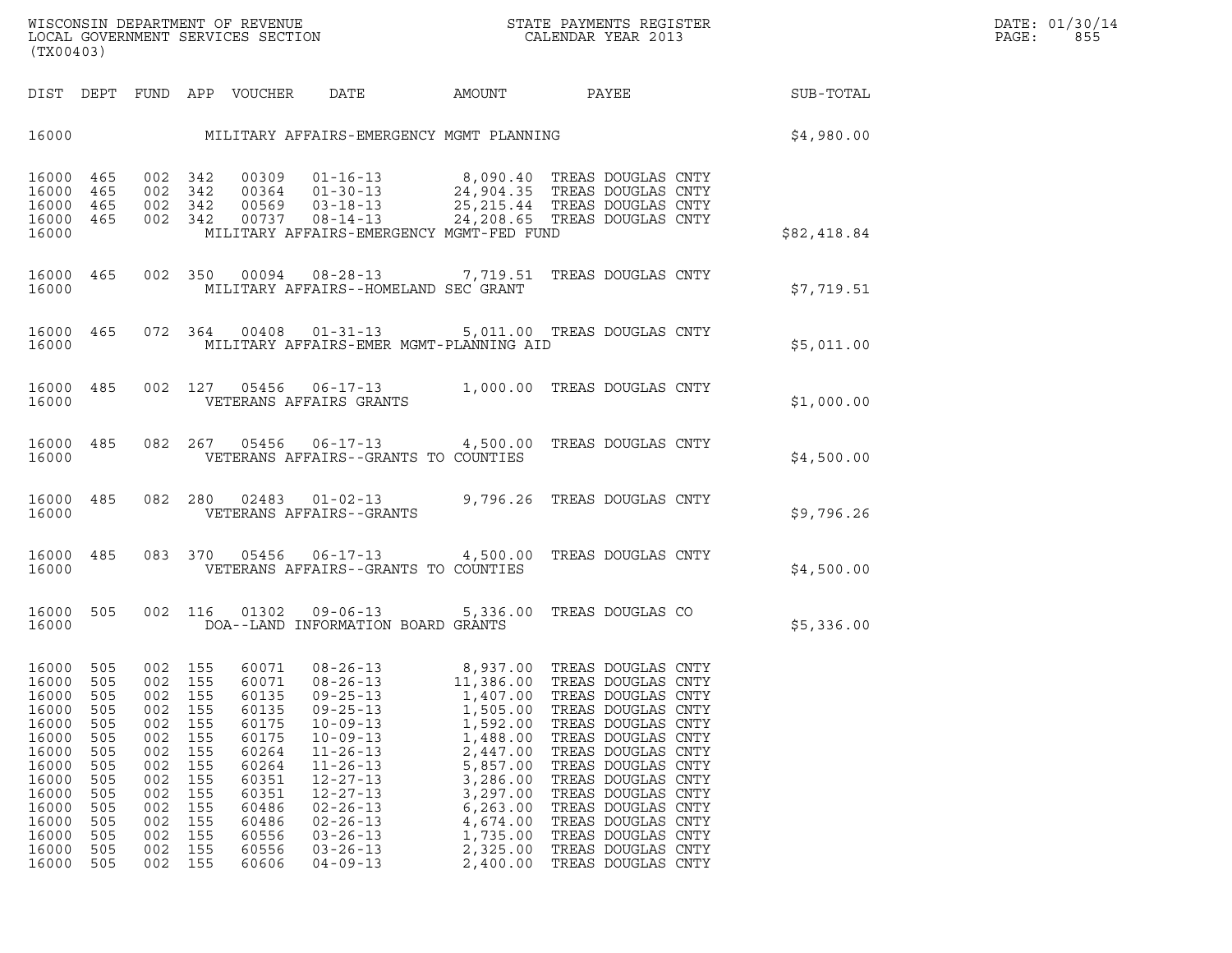WISCONSIN DEPARTMENT OF REVENUE
LOCAL GOVERNMENT SERVICES SECTION
(TX00403)

STATE PAYMENTS REGISTER
CALENDAR YEAR 2013

DATE: 01/30/14
PAGE: 855

| DIST | DEPT | FUND | APP | VOUCHER | DATE | AMOUNT | PAYEE | SUB-TOTAL |
|---|---|---|---|---|---|---|---|---|
| 16000 | | | | | MILITARY AFFAIRS-EMERGENCY MGMT PLANNING | | | $4,980.00 |
| 16000 | 465 | 002 | 342 | 00309 | 01-16-13 | 8,090.40 | TREAS DOUGLAS CNTY | |
| 16000 | 465 | 002 | 342 | 00364 | 01-30-13 | 24,904.35 | TREAS DOUGLAS CNTY | |
| 16000 | 465 | 002 | 342 | 00569 | 03-18-13 | 25,215.44 | TREAS DOUGLAS CNTY | |
| 16000 | 465 | 002 | 342 | 00737 | 08-14-13 | 24,208.65 | TREAS DOUGLAS CNTY | |
| 16000 | | | | | MILITARY AFFAIRS-EMERGENCY MGMT-FED FUND | | | $82,418.84 |
| 16000 | 465 | 002 | 350 | 00094 | 08-28-13 | 7,719.51 | TREAS DOUGLAS CNTY | |
| 16000 | | | | | MILITARY AFFAIRS--HOMELAND SEC GRANT | | | $7,719.51 |
| 16000 | 465 | 072 | 364 | 00408 | 01-31-13 | 5,011.00 | TREAS DOUGLAS CNTY | |
| 16000 | | | | | MILITARY AFFAIRS-EMER MGMT-PLANNING AID | | | $5,011.00 |
| 16000 | 485 | 002 | 127 | 05456 | 06-17-13 | 1,000.00 | TREAS DOUGLAS CNTY | |
| 16000 | | | | | VETERANS AFFAIRS GRANTS | | | $1,000.00 |
| 16000 | 485 | 082 | 267 | 05456 | 06-17-13 | 4,500.00 | TREAS DOUGLAS CNTY | |
| 16000 | | | | | VETERANS AFFAIRS--GRANTS TO COUNTIES | | | $4,500.00 |
| 16000 | 485 | 082 | 280 | 02483 | 01-02-13 | 9,796.26 | TREAS DOUGLAS CNTY | |
| 16000 | | | | | VETERANS AFFAIRS--GRANTS | | | $9,796.26 |
| 16000 | 485 | 083 | 370 | 05456 | 06-17-13 | 4,500.00 | TREAS DOUGLAS CNTY | |
| 16000 | | | | | VETERANS AFFAIRS--GRANTS TO COUNTIES | | | $4,500.00 |
| 16000 | 505 | 002 | 116 | 01302 | 09-06-13 | 5,336.00 | TREAS DOUGLAS CO | |
| 16000 | | | | | DOA--LAND INFORMATION BOARD GRANTS | | | $5,336.00 |
| 16000 | 505 | 002 | 155 | 60071 | 08-26-13 | 8,937.00 | TREAS DOUGLAS CNTY | |
| 16000 | 505 | 002 | 155 | 60071 | 08-26-13 | 11,386.00 | TREAS DOUGLAS CNTY | |
| 16000 | 505 | 002 | 155 | 60135 | 09-25-13 | 1,407.00 | TREAS DOUGLAS CNTY | |
| 16000 | 505 | 002 | 155 | 60135 | 09-25-13 | 1,505.00 | TREAS DOUGLAS CNTY | |
| 16000 | 505 | 002 | 155 | 60175 | 10-09-13 | 1,592.00 | TREAS DOUGLAS CNTY | |
| 16000 | 505 | 002 | 155 | 60175 | 10-09-13 | 1,488.00 | TREAS DOUGLAS CNTY | |
| 16000 | 505 | 002 | 155 | 60264 | 11-26-13 | 2,447.00 | TREAS DOUGLAS CNTY | |
| 16000 | 505 | 002 | 155 | 60264 | 11-26-13 | 5,857.00 | TREAS DOUGLAS CNTY | |
| 16000 | 505 | 002 | 155 | 60351 | 12-27-13 | 3,286.00 | TREAS DOUGLAS CNTY | |
| 16000 | 505 | 002 | 155 | 60351 | 12-27-13 | 3,297.00 | TREAS DOUGLAS CNTY | |
| 16000 | 505 | 002 | 155 | 60486 | 02-26-13 | 6,263.00 | TREAS DOUGLAS CNTY | |
| 16000 | 505 | 002 | 155 | 60486 | 02-26-13 | 4,674.00 | TREAS DOUGLAS CNTY | |
| 16000 | 505 | 002 | 155 | 60556 | 03-26-13 | 1,735.00 | TREAS DOUGLAS CNTY | |
| 16000 | 505 | 002 | 155 | 60556 | 03-26-13 | 2,325.00 | TREAS DOUGLAS CNTY | |
| 16000 | 505 | 002 | 155 | 60606 | 04-09-13 | 2,400.00 | TREAS DOUGLAS CNTY | |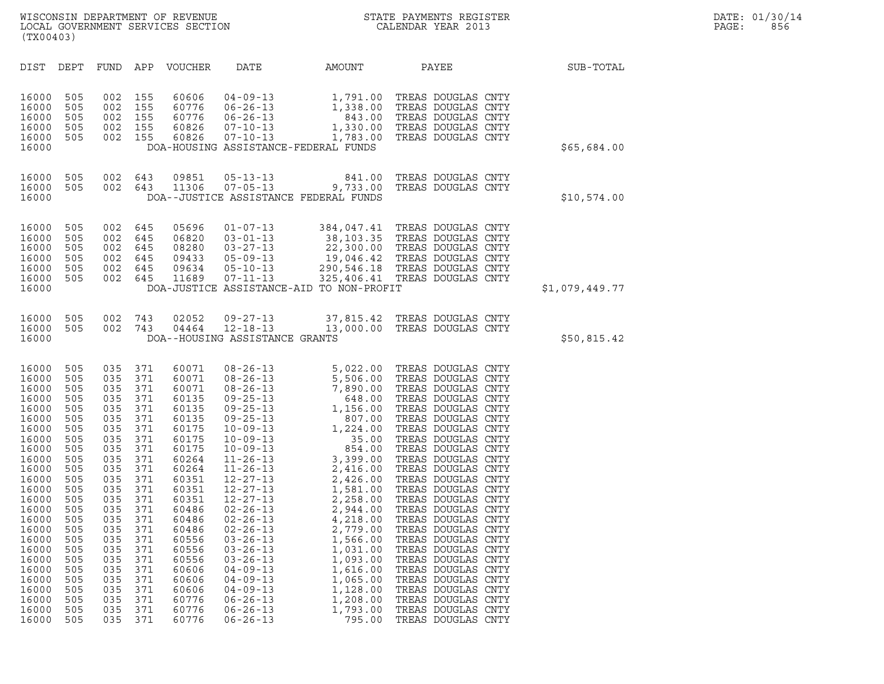WISCONSIN DEPARTMENT OF REVENUE
LOCAL GOVERNMENT SERVICES SECTION
(TX00403)

STATE PAYMENTS REGISTER
CALENDAR YEAR 2013

DATE: 01/30/14

| DIST | DEPT | FUND | APP | VOUCHER | DATE | AMOUNT | PAYEE | SUB-TOTAL |
|---|---|---|---|---|---|---|---|---|
| 16000 | 505 | 002 | 155 | 60606 | 04-09-13 | 1,791.00 | TREAS DOUGLAS CNTY | |
| 16000 | 505 | 002 | 155 | 60776 | 06-26-13 | 1,338.00 | TREAS DOUGLAS CNTY | |
| 16000 | 505 | 002 | 155 | 60776 | 06-26-13 | 843.00 | TREAS DOUGLAS CNTY | |
| 16000 | 505 | 002 | 155 | 60826 | 07-10-13 | 1,330.00 | TREAS DOUGLAS CNTY | |
| 16000 | 505 | 002 | 155 | 60826 | 07-10-13 | 1,783.00 | TREAS DOUGLAS CNTY | |
| 16000 | | | | | DOA-HOUSING ASSISTANCE-FEDERAL FUNDS | | | $65,684.00 |
| 16000 | 505 | 002 | 643 | 09851 | 05-13-13 | 841.00 | TREAS DOUGLAS CNTY | |
| 16000 | 505 | 002 | 643 | 11306 | 07-05-13 | 9,733.00 | TREAS DOUGLAS CNTY | |
| 16000 | | | | | DOA--JUSTICE ASSISTANCE FEDERAL FUNDS | | | $10,574.00 |
| 16000 | 505 | 002 | 645 | 05696 | 01-07-13 | 384,047.41 | TREAS DOUGLAS CNTY | |
| 16000 | 505 | 002 | 645 | 06820 | 03-01-13 | 38,103.35 | TREAS DOUGLAS CNTY | |
| 16000 | 505 | 002 | 645 | 08280 | 03-27-13 | 22,300.00 | TREAS DOUGLAS CNTY | |
| 16000 | 505 | 002 | 645 | 09433 | 05-09-13 | 19,046.42 | TREAS DOUGLAS CNTY | |
| 16000 | 505 | 002 | 645 | 09634 | 05-10-13 | 290,546.18 | TREAS DOUGLAS CNTY | |
| 16000 | 505 | 002 | 645 | 11689 | 07-11-13 | 325,406.41 | TREAS DOUGLAS CNTY | |
| 16000 | | | | | DOA-JUSTICE ASSISTANCE-AID TO NON-PROFIT | | | $1,079,449.77 |
| 16000 | 505 | 002 | 743 | 02052 | 09-27-13 | 37,815.42 | TREAS DOUGLAS CNTY | |
| 16000 | 505 | 002 | 743 | 04464 | 12-18-13 | 13,000.00 | TREAS DOUGLAS CNTY | |
| 16000 | | | | | DOA--HOUSING ASSISTANCE GRANTS | | | $50,815.42 |
| 16000 | 505 | 035 | 371 | 60071 | 08-26-13 | 5,022.00 | TREAS DOUGLAS CNTY | |
| 16000 | 505 | 035 | 371 | 60071 | 08-26-13 | 5,506.00 | TREAS DOUGLAS CNTY | |
| 16000 | 505 | 035 | 371 | 60071 | 08-26-13 | 7,890.00 | TREAS DOUGLAS CNTY | |
| 16000 | 505 | 035 | 371 | 60135 | 09-25-13 | 648.00 | TREAS DOUGLAS CNTY | |
| 16000 | 505 | 035 | 371 | 60135 | 09-25-13 | 1,156.00 | TREAS DOUGLAS CNTY | |
| 16000 | 505 | 035 | 371 | 60135 | 09-25-13 | 807.00 | TREAS DOUGLAS CNTY | |
| 16000 | 505 | 035 | 371 | 60175 | 10-09-13 | 1,224.00 | TREAS DOUGLAS CNTY | |
| 16000 | 505 | 035 | 371 | 60175 | 10-09-13 | 35.00 | TREAS DOUGLAS CNTY | |
| 16000 | 505 | 035 | 371 | 60175 | 10-09-13 | 854.00 | TREAS DOUGLAS CNTY | |
| 16000 | 505 | 035 | 371 | 60264 | 11-26-13 | 3,399.00 | TREAS DOUGLAS CNTY | |
| 16000 | 505 | 035 | 371 | 60264 | 11-26-13 | 2,416.00 | TREAS DOUGLAS CNTY | |
| 16000 | 505 | 035 | 371 | 60351 | 12-27-13 | 2,426.00 | TREAS DOUGLAS CNTY | |
| 16000 | 505 | 035 | 371 | 60351 | 12-27-13 | 1,581.00 | TREAS DOUGLAS CNTY | |
| 16000 | 505 | 035 | 371 | 60351 | 12-27-13 | 2,258.00 | TREAS DOUGLAS CNTY | |
| 16000 | 505 | 035 | 371 | 60486 | 02-26-13 | 2,944.00 | TREAS DOUGLAS CNTY | |
| 16000 | 505 | 035 | 371 | 60486 | 02-26-13 | 4,218.00 | TREAS DOUGLAS CNTY | |
| 16000 | 505 | 035 | 371 | 60486 | 02-26-13 | 2,779.00 | TREAS DOUGLAS CNTY | |
| 16000 | 505 | 035 | 371 | 60556 | 03-26-13 | 1,566.00 | TREAS DOUGLAS CNTY | |
| 16000 | 505 | 035 | 371 | 60556 | 03-26-13 | 1,031.00 | TREAS DOUGLAS CNTY | |
| 16000 | 505 | 035 | 371 | 60556 | 03-26-13 | 1,093.00 | TREAS DOUGLAS CNTY | |
| 16000 | 505 | 035 | 371 | 60606 | 04-09-13 | 1,616.00 | TREAS DOUGLAS CNTY | |
| 16000 | 505 | 035 | 371 | 60606 | 04-09-13 | 1,065.00 | TREAS DOUGLAS CNTY | |
| 16000 | 505 | 035 | 371 | 60606 | 04-09-13 | 1,128.00 | TREAS DOUGLAS CNTY | |
| 16000 | 505 | 035 | 371 | 60776 | 06-26-13 | 1,208.00 | TREAS DOUGLAS CNTY | |
| 16000 | 505 | 035 | 371 | 60776 | 06-26-13 | 1,793.00 | TREAS DOUGLAS CNTY | |
| 16000 | 505 | 035 | 371 | 60776 | 06-26-13 | 795.00 | TREAS DOUGLAS CNTY | |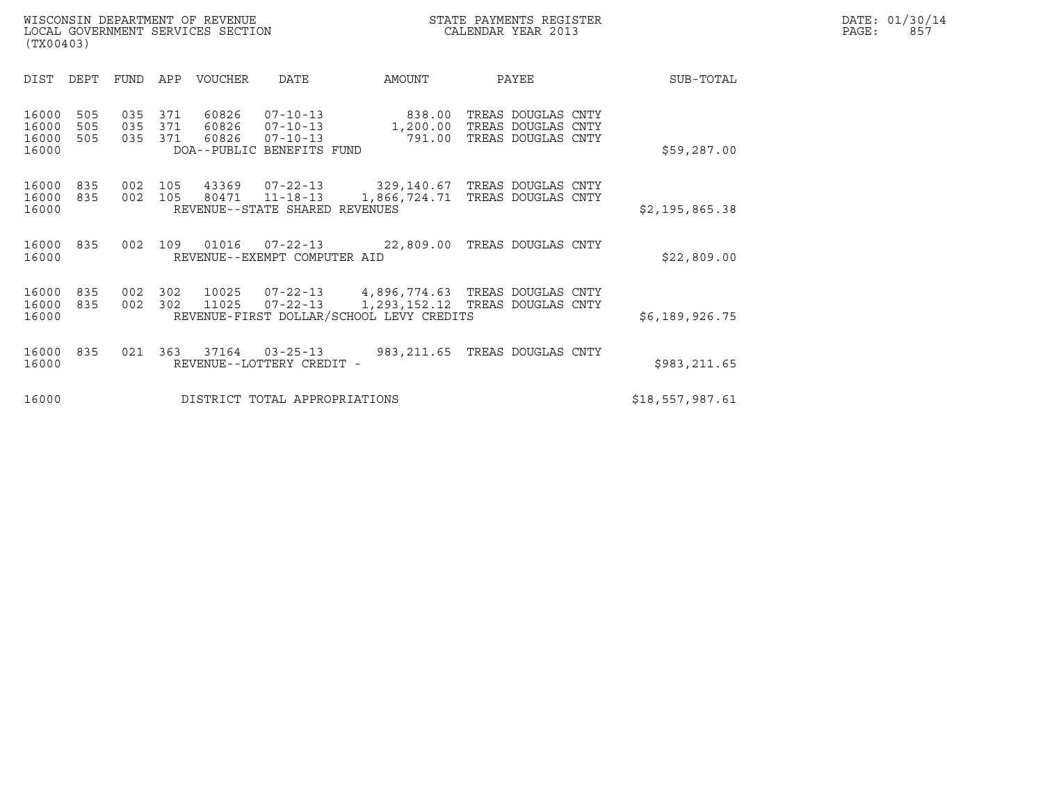WISCONSIN DEPARTMENT OF REVENUE
LOCAL GOVERNMENT SERVICES SECTION
(TX00403)

STATE PAYMENTS REGISTER
CALENDAR YEAR 2013

DATE: 01/30/14
PAGE: 857

| DIST | DEPT | FUND | APP | VOUCHER | DATE | AMOUNT | PAYEE | SUB-TOTAL |
|---|---|---|---|---|---|---|---|---|
| 16000 | 505 | 035 | 371 | 60826 | 07-10-13 | 838.00 | TREAS DOUGLAS CNTY | |
| 16000 | 505 | 035 | 371 | 60826 | 07-10-13 | 1,200.00 | TREAS DOUGLAS CNTY | |
| 16000 | 505 | 035 | 371 | 60826 | 07-10-13 | 791.00 | TREAS DOUGLAS CNTY | |
| 16000 | | | | DOA--PUBLIC BENEFITS FUND | | | | $59,287.00 |
| 16000 | 835 | 002 | 105 | 43369 | 07-22-13 | 329,140.67 | TREAS DOUGLAS CNTY | |
| 16000 | 835 | 002 | 105 | 80471 | 11-18-13 | 1,866,724.71 | TREAS DOUGLAS CNTY | |
| 16000 | | | | REVENUE--STATE SHARED REVENUES | | | | $2,195,865.38 |
| 16000 | 835 | 002 | 109 | 01016 | 07-22-13 | 22,809.00 | TREAS DOUGLAS CNTY | |
| 16000 | | | | REVENUE--EXEMPT COMPUTER AID | | | | $22,809.00 |
| 16000 | 835 | 002 | 302 | 10025 | 07-22-13 | 4,896,774.63 | TREAS DOUGLAS CNTY | |
| 16000 | 835 | 002 | 302 | 11025 | 07-22-13 | 1,293,152.12 | TREAS DOUGLAS CNTY | |
| 16000 | | | | REVENUE-FIRST DOLLAR/SCHOOL LEVY CREDITS | | | | $6,189,926.75 |
| 16000 | 835 | 021 | 363 | 37164 | 03-25-13 | 983,211.65 | TREAS DOUGLAS CNTY | |
| 16000 | | | | REVENUE--LOTTERY CREDIT - | | | | $983,211.65 |
| 16000 | | | | DISTRICT TOTAL APPROPRIATIONS | | | | $18,557,987.61 |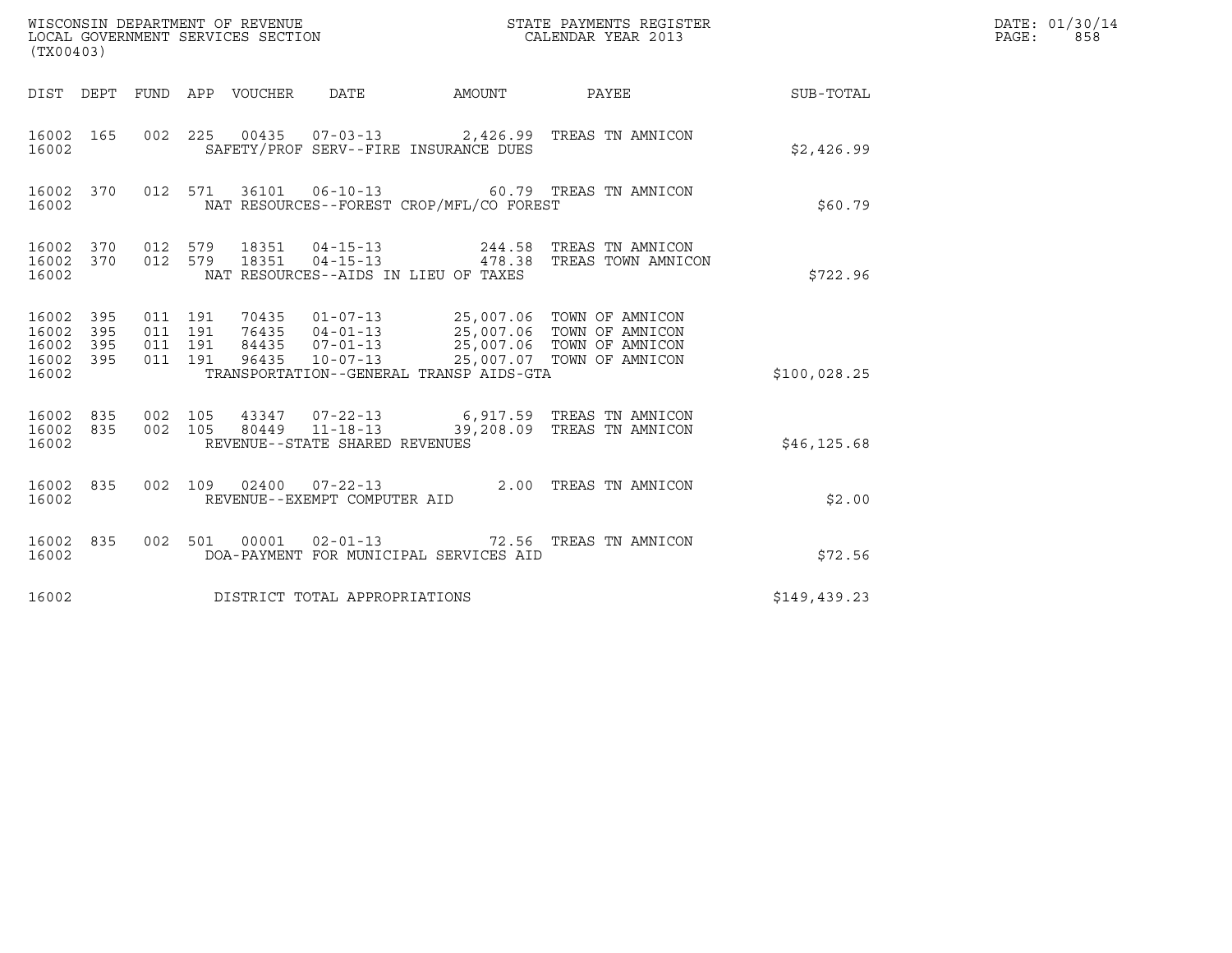WISCONSIN DEPARTMENT OF REVENUE
LOCAL GOVERNMENT SERVICES SECTION
(TX00403)

STATE PAYMENTS REGISTER
CALENDAR YEAR 2013

DATE: 01/30/14
PAGE: 858

| DIST | DEPT | FUND | APP | VOUCHER | DATE | AMOUNT | PAYEE | SUB-TOTAL |
|---|---|---|---|---|---|---|---|---|
| 16002 | 165 | 002 | 225 | 00435 | 07-03-13 | 2,426.99 | TREAS TN AMNICON | |
| 16002 | | | | SAFETY/PROF SERV--FIRE INSURANCE DUES | | | | $2,426.99 |
| 16002 | 370 | 012 | 571 | 36101 | 06-10-13 | 60.79 | TREAS TN AMNICON | |
| 16002 | | | | NAT RESOURCES--FOREST CROP/MFL/CO FOREST | | | | $60.79 |
| 16002 | 370 | 012 | 579 | 18351 | 04-15-13 | 244.58 | TREAS TN AMNICON | |
| 16002 | 370 | 012 | 579 | 18351 | 04-15-13 | 478.38 | TREAS TOWN AMNICON | |
| 16002 | | | | NAT RESOURCES--AIDS IN LIEU OF TAXES | | | | $722.96 |
| 16002 | 395 | 011 | 191 | 70435 | 01-07-13 | 25,007.06 | TOWN OF AMNICON | |
| 16002 | 395 | 011 | 191 | 76435 | 04-01-13 | 25,007.06 | TOWN OF AMNICON | |
| 16002 | 395 | 011 | 191 | 84435 | 07-01-13 | 25,007.06 | TOWN OF AMNICON | |
| 16002 | 395 | 011 | 191 | 96435 | 10-07-13 | 25,007.07 | TOWN OF AMNICON | |
| 16002 | | | | TRANSPORTATION--GENERAL TRANSP AIDS-GTA | | | | $100,028.25 |
| 16002 | 835 | 002 | 105 | 43347 | 07-22-13 | 6,917.59 | TREAS TN AMNICON | |
| 16002 | 835 | 002 | 105 | 80449 | 11-18-13 | 39,208.09 | TREAS TN AMNICON | |
| 16002 | | | | REVENUE--STATE SHARED REVENUES | | | | $46,125.68 |
| 16002 | 835 | 002 | 109 | 02400 | 07-22-13 | 2.00 | TREAS TN AMNICON | |
| 16002 | | | | REVENUE--EXEMPT COMPUTER AID | | | | $2.00 |
| 16002 | 835 | 002 | 501 | 00001 | 02-01-13 | 72.56 | TREAS TN AMNICON | |
| 16002 | | | | DOA-PAYMENT FOR MUNICIPAL SERVICES AID | | | | $72.56 |
| 16002 | | | | DISTRICT TOTAL APPROPRIATIONS | | | | $149,439.23 |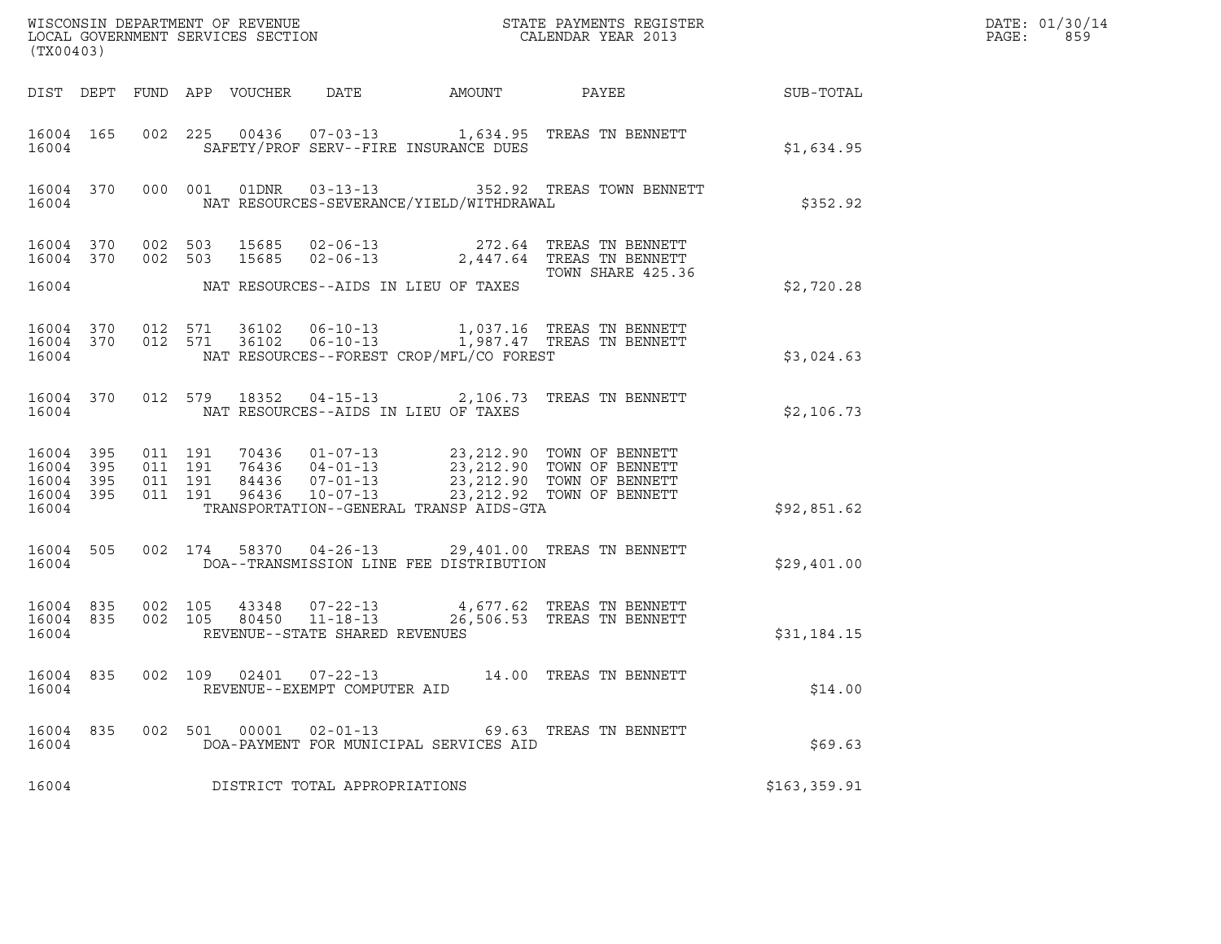WISCONSIN DEPARTMENT OF REVENUE
LOCAL GOVERNMENT SERVICES SECTION
(TX00403)

STATE PAYMENTS REGISTER
CALENDAR YEAR 2013

DATE: 01/30/14
PAGE: 859

| DIST | DEPT | FUND | APP | VOUCHER | DATE | AMOUNT | PAYEE | SUB-TOTAL |
|---|---|---|---|---|---|---|---|---|
| 16004 | 165 | 002 | 225 | 00436 | 07-03-13 | 1,634.95 | TREAS TN BENNETT | |
| 16004 | | | | | SAFETY/PROF SERV--FIRE INSURANCE DUES | | | $1,634.95 |
| 16004 | 370 | 000 | 001 | 01DNR | 03-13-13 | 352.92 | TREAS TOWN BENNETT | |
| 16004 | | | | | NAT RESOURCES-SEVERANCE/YIELD/WITHDRAWAL | | | $352.92 |
| 16004 | 370 | 002 | 503 | 15685 | 02-06-13 | 272.64 | TREAS TN BENNETT | |
| 16004 | 370 | 002 | 503 | 15685 | 02-06-13 | 2,447.64 | TREAS TN BENNETT TOWN SHARE 425.36 | |
| 16004 | | | | | NAT RESOURCES--AIDS IN LIEU OF TAXES | | | $2,720.28 |
| 16004 | 370 | 012 | 571 | 36102 | 06-10-13 | 1,037.16 | TREAS TN BENNETT | |
| 16004 | 370 | 012 | 571 | 36102 | 06-10-13 | 1,987.47 | TREAS TN BENNETT | |
| 16004 | | | | | NAT RESOURCES--FOREST CROP/MFL/CO FOREST | | | $3,024.63 |
| 16004 | 370 | 012 | 579 | 18352 | 04-15-13 | 2,106.73 | TREAS TN BENNETT | |
| 16004 | | | | | NAT RESOURCES--AIDS IN LIEU OF TAXES | | | $2,106.73 |
| 16004 | 395 | 011 | 191 | 70436 | 01-07-13 | 23,212.90 | TOWN OF BENNETT | |
| 16004 | 395 | 011 | 191 | 76436 | 04-01-13 | 23,212.90 | TOWN OF BENNETT | |
| 16004 | 395 | 011 | 191 | 84436 | 07-01-13 | 23,212.90 | TOWN OF BENNETT | |
| 16004 | 395 | 011 | 191 | 96436 | 10-07-13 | 23,212.92 | TOWN OF BENNETT | |
| 16004 | | | | | TRANSPORTATION--GENERAL TRANSP AIDS-GTA | | | $92,851.62 |
| 16004 | 505 | 002 | 174 | 58370 | 04-26-13 | 29,401.00 | TREAS TN BENNETT | |
| 16004 | | | | | DOA--TRANSMISSION LINE FEE DISTRIBUTION | | | $29,401.00 |
| 16004 | 835 | 002 | 105 | 43348 | 07-22-13 | 4,677.62 | TREAS TN BENNETT | |
| 16004 | 835 | 002 | 105 | 80450 | 11-18-13 | 26,506.53 | TREAS TN BENNETT | |
| 16004 | | | | | REVENUE--STATE SHARED REVENUES | | | $31,184.15 |
| 16004 | 835 | 002 | 109 | 02401 | 07-22-13 | 14.00 | TREAS TN BENNETT | |
| 16004 | | | | | REVENUE--EXEMPT COMPUTER AID | | | $14.00 |
| 16004 | 835 | 002 | 501 | 00001 | 02-01-13 | 69.63 | TREAS TN BENNETT | |
| 16004 | | | | | DOA-PAYMENT FOR MUNICIPAL SERVICES AID | | | $69.63 |
| 16004 | | | | | DISTRICT TOTAL APPROPRIATIONS | | | $163,359.91 |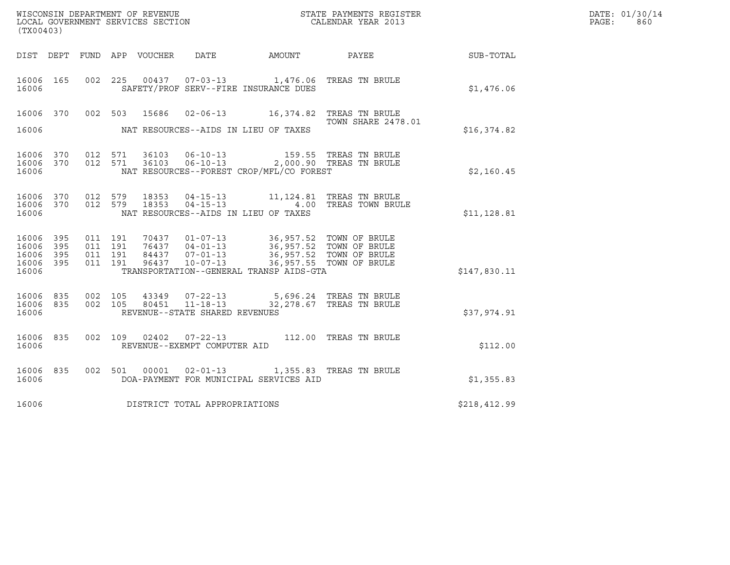WISCONSIN DEPARTMENT OF REVENUE
LOCAL GOVERNMENT SERVICES SECTION
(TX00403)

STATE PAYMENTS REGISTER
CALENDAR YEAR 2013

DATE: 01/30/14
PAGE: 860

| DIST | DEPT | FUND | APP | VOUCHER | DATE | AMOUNT | PAYEE | SUB-TOTAL |
|---|---|---|---|---|---|---|---|---|
| 16006 | 165 | 002 | 225 | 00437 | 07-03-13 | 1,476.06 | TREAS TN BRULE | |
| 16006 | | | | | SAFETY/PROF SERV--FIRE INSURANCE DUES | | | $1,476.06 |
| 16006 | 370 | 002 | 503 | 15686 | 02-06-13 | 16,374.82 | TREAS TN BRULE TOWN SHARE 2478.01 | |
| 16006 | | | | | NAT RESOURCES--AIDS IN LIEU OF TAXES | | | $16,374.82 |
| 16006 | 370 | 012 | 571 | 36103 | 06-10-13 | 159.55 | TREAS TN BRULE | |
| 16006 | 370 | 012 | 571 | 36103 | 06-10-13 | 2,000.90 | TREAS TN BRULE | |
| 16006 | | | | | NAT RESOURCES--FOREST CROP/MFL/CO FOREST | | | $2,160.45 |
| 16006 | 370 | 012 | 579 | 18353 | 04-15-13 | 11,124.81 | TREAS TN BRULE | |
| 16006 | 370 | 012 | 579 | 18353 | 04-15-13 | 4.00 | TREAS TOWN BRULE | |
| 16006 | | | | | NAT RESOURCES--AIDS IN LIEU OF TAXES | | | $11,128.81 |
| 16006 | 395 | 011 | 191 | 70437 | 01-07-13 | 36,957.52 | TOWN OF BRULE | |
| 16006 | 395 | 011 | 191 | 76437 | 04-01-13 | 36,957.52 | TOWN OF BRULE | |
| 16006 | 395 | 011 | 191 | 84437 | 07-01-13 | 36,957.52 | TOWN OF BRULE | |
| 16006 | 395 | 011 | 191 | 96437 | 10-07-13 | 36,957.55 | TOWN OF BRULE | |
| 16006 | | | | | TRANSPORTATION--GENERAL TRANSP AIDS-GTA | | | $147,830.11 |
| 16006 | 835 | 002 | 105 | 43349 | 07-22-13 | 5,696.24 | TREAS TN BRULE | |
| 16006 | 835 | 002 | 105 | 80451 | 11-18-13 | 32,278.67 | TREAS TN BRULE | |
| 16006 | | | | | REVENUE--STATE SHARED REVENUES | | | $37,974.91 |
| 16006 | 835 | 002 | 109 | 02402 | 07-22-13 | 112.00 | TREAS TN BRULE | |
| 16006 | | | | | REVENUE--EXEMPT COMPUTER AID | | | $112.00 |
| 16006 | 835 | 002 | 501 | 00001 | 02-01-13 | 1,355.83 | TREAS TN BRULE | |
| 16006 | | | | | DOA-PAYMENT FOR MUNICIPAL SERVICES AID | | | $1,355.83 |
| 16006 | | | | | DISTRICT TOTAL APPROPRIATIONS | | | $218,412.99 |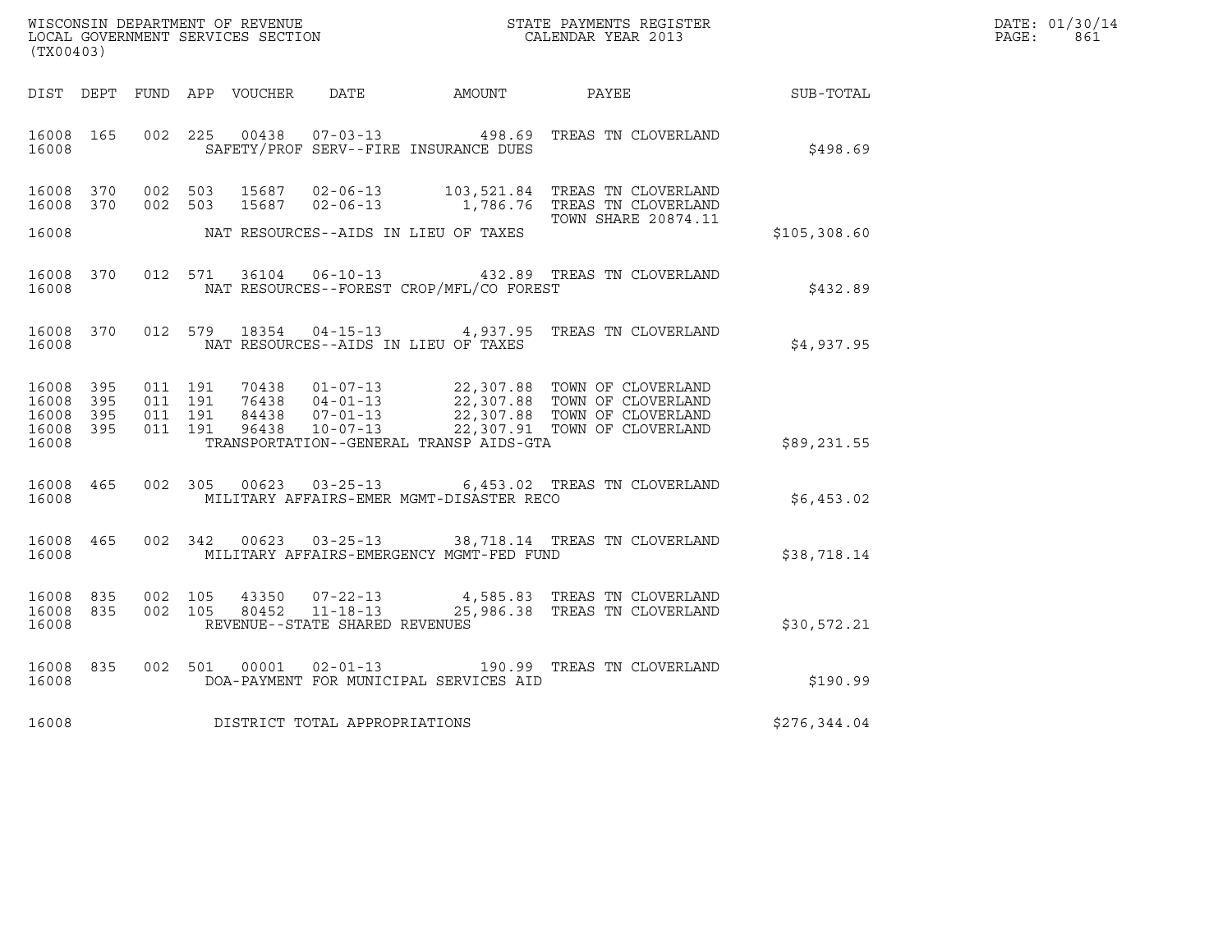WISCONSIN DEPARTMENT OF REVENUE
LOCAL GOVERNMENT SERVICES SECTION
(TX00403)

STATE PAYMENTS REGISTER
CALENDAR YEAR 2013

DATE: 01/30/14
PAGE: 861

| DIST | DEPT | FUND | APP | VOUCHER | DATE | AMOUNT | PAYEE | SUB-TOTAL |
|---|---|---|---|---|---|---|---|---|
| 16008 | 165 | 002 | 225 | 00438 | 07-03-13 | 498.69 | TREAS TN CLOVERLAND | |
| 16008 | | | | | SAFETY/PROF SERV--FIRE INSURANCE DUES | | | $498.69 |
| 16008 | 370 | 002 | 503 | 15687 | 02-06-13 | 103,521.84 | TREAS TN CLOVERLAND | |
| 16008 | 370 | 002 | 503 | 15687 | 02-06-13 | 1,786.76 | TREAS TN CLOVERLAND | |
| | | | | | | | TOWN SHARE 20874.11 | |
| 16008 | | | | | NAT RESOURCES--AIDS IN LIEU OF TAXES | | | $105,308.60 |
| 16008 | 370 | 012 | 571 | 36104 | 06-10-13 | 432.89 | TREAS TN CLOVERLAND | |
| 16008 | | | | | NAT RESOURCES--FOREST CROP/MFL/CO FOREST | | | $432.89 |
| 16008 | 370 | 012 | 579 | 18354 | 04-15-13 | 4,937.95 | TREAS TN CLOVERLAND | |
| 16008 | | | | | NAT RESOURCES--AIDS IN LIEU OF TAXES | | | $4,937.95 |
| 16008 | 395 | 011 | 191 | 70438 | 01-07-13 | 22,307.88 | TOWN OF CLOVERLAND | |
| 16008 | 395 | 011 | 191 | 76438 | 04-01-13 | 22,307.88 | TOWN OF CLOVERLAND | |
| 16008 | 395 | 011 | 191 | 84438 | 07-01-13 | 22,307.88 | TOWN OF CLOVERLAND | |
| 16008 | 395 | 011 | 191 | 96438 | 10-07-13 | 22,307.91 | TOWN OF CLOVERLAND | |
| 16008 | | | | | TRANSPORTATION--GENERAL TRANSP AIDS-GTA | | | $89,231.55 |
| 16008 | 465 | 002 | 305 | 00623 | 03-25-13 | 6,453.02 | TREAS TN CLOVERLAND | |
| 16008 | | | | | MILITARY AFFAIRS-EMER MGMT-DISASTER RECO | | | $6,453.02 |
| 16008 | 465 | 002 | 342 | 00623 | 03-25-13 | 38,718.14 | TREAS TN CLOVERLAND | |
| 16008 | | | | | MILITARY AFFAIRS-EMERGENCY MGMT-FED FUND | | | $38,718.14 |
| 16008 | 835 | 002 | 105 | 43350 | 07-22-13 | 4,585.83 | TREAS TN CLOVERLAND | |
| 16008 | 835 | 002 | 105 | 80452 | 11-18-13 | 25,986.38 | TREAS TN CLOVERLAND | |
| 16008 | | | | | REVENUE--STATE SHARED REVENUES | | | $30,572.21 |
| 16008 | 835 | 002 | 501 | 00001 | 02-01-13 | 190.99 | TREAS TN CLOVERLAND | |
| 16008 | | | | | DOA-PAYMENT FOR MUNICIPAL SERVICES AID | | | $190.99 |
| 16008 | | | | | DISTRICT TOTAL APPROPRIATIONS | | | $276,344.04 |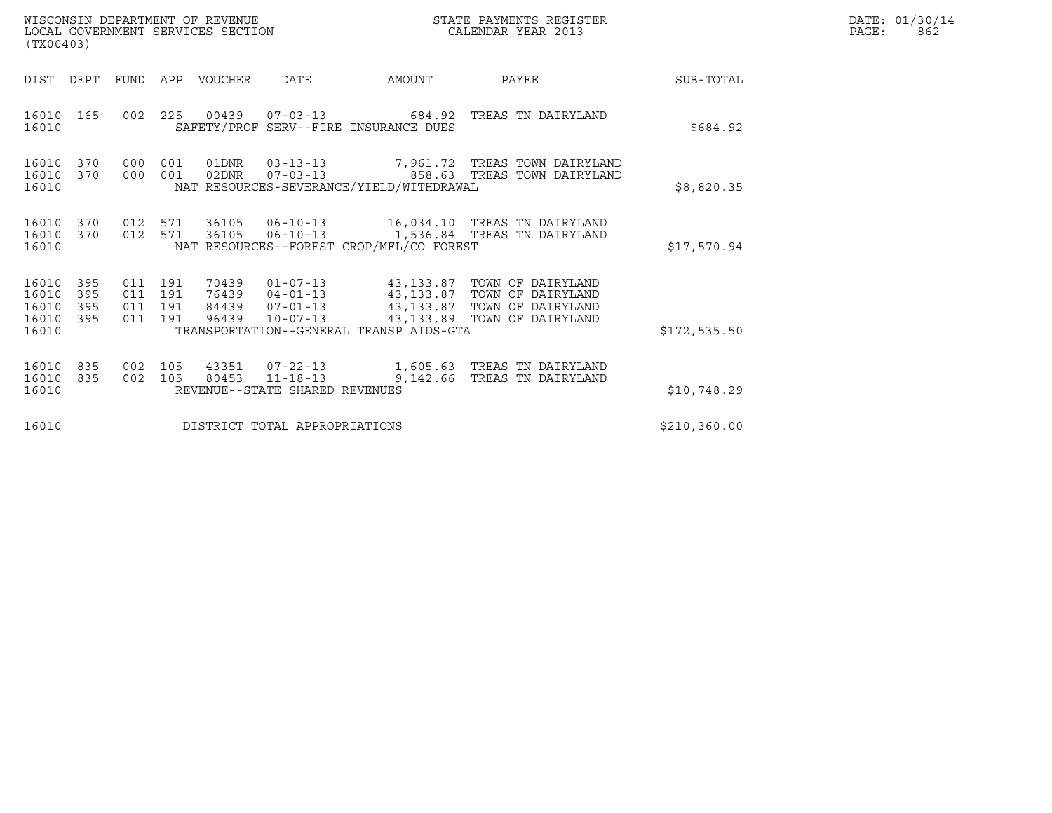WISCONSIN DEPARTMENT OF REVENUE
LOCAL GOVERNMENT SERVICES SECTION
(TX00403)

STATE PAYMENTS REGISTER
CALENDAR YEAR 2013

DATE: 01/30/14
PAGE: 862

| DIST | DEPT | FUND | APP | VOUCHER | DATE | AMOUNT | PAYEE | SUB-TOTAL |
|---|---|---|---|---|---|---|---|---|
| 16010 | 165 | 002 | 225 | 00439 | 07-03-13 | 684.92 | TREAS TN DAIRYLAND | |
| 16010 | | | | SAFETY/PROF SERV--FIRE INSURANCE DUES | | | | $684.92 |
| 16010 | 370 | 000 | 001 | 01DNR | 03-13-13 | 7,961.72 | TREAS TOWN DAIRYLAND | |
| 16010 | 370 | 000 | 001 | 02DNR | 07-03-13 | 858.63 | TREAS TOWN DAIRYLAND | |
| 16010 | | | | NAT RESOURCES-SEVERANCE/YIELD/WITHDRAWAL | | | | $8,820.35 |
| 16010 | 370 | 012 | 571 | 36105 | 06-10-13 | 16,034.10 | TREAS TN DAIRYLAND | |
| 16010 | 370 | 012 | 571 | 36105 | 06-10-13 | 1,536.84 | TREAS TN DAIRYLAND | |
| 16010 | | | | NAT RESOURCES--FOREST CROP/MFL/CO FOREST | | | | $17,570.94 |
| 16010 | 395 | 011 | 191 | 70439 | 01-07-13 | 43,133.87 | TOWN OF DAIRYLAND | |
| 16010 | 395 | 011 | 191 | 76439 | 04-01-13 | 43,133.87 | TOWN OF DAIRYLAND | |
| 16010 | 395 | 011 | 191 | 84439 | 07-01-13 | 43,133.87 | TOWN OF DAIRYLAND | |
| 16010 | 395 | 011 | 191 | 96439 | 10-07-13 | 43,133.89 | TOWN OF DAIRYLAND | |
| 16010 | | | | TRANSPORTATION--GENERAL TRANSP AIDS-GTA | | | | $172,535.50 |
| 16010 | 835 | 002 | 105 | 43351 | 07-22-13 | 1,605.63 | TREAS TN DAIRYLAND | |
| 16010 | 835 | 002 | 105 | 80453 | 11-18-13 | 9,142.66 | TREAS TN DAIRYLAND | |
| 16010 | | | | REVENUE--STATE SHARED REVENUES | | | | $10,748.29 |
| 16010 | | | | DISTRICT TOTAL APPROPRIATIONS | | | | $210,360.00 |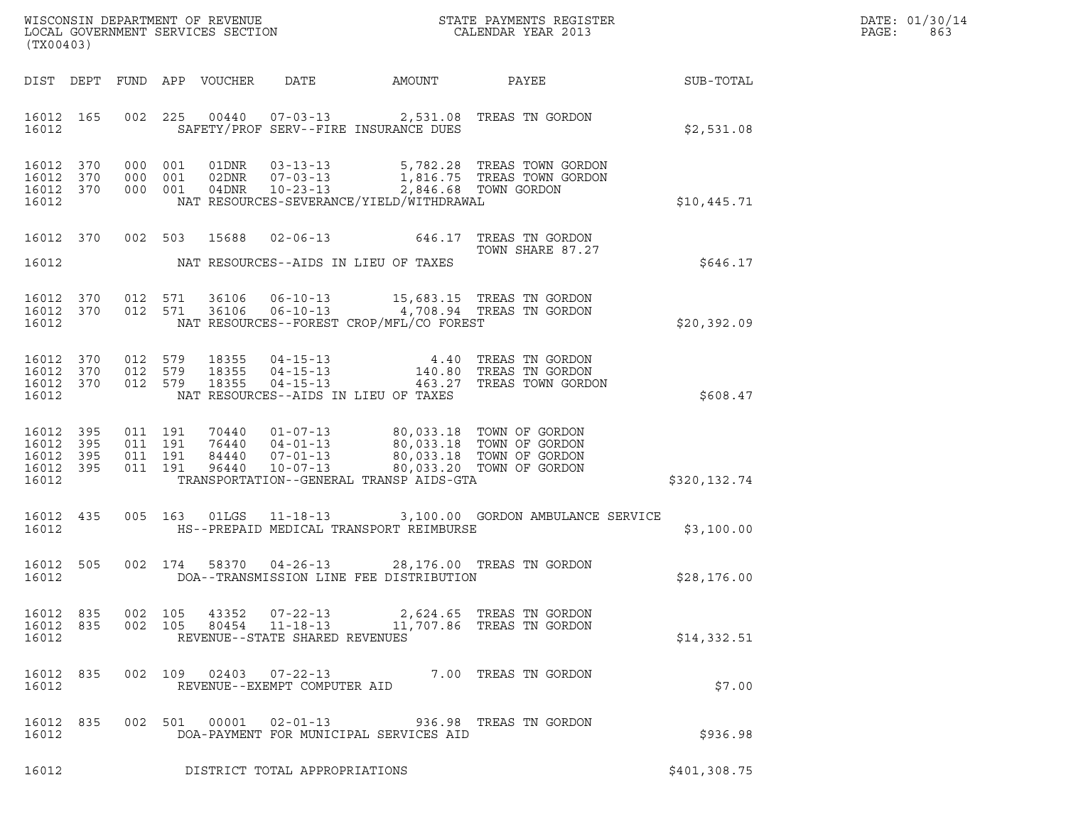WISCONSIN DEPARTMENT OF REVENUE
LOCAL GOVERNMENT SERVICES SECTION
(TX00403)

STATE PAYMENTS REGISTER
CALENDAR YEAR 2013

DATE: 01/30/14

| DIST | DEPT | FUND | APP | VOUCHER | DATE | AMOUNT | PAYEE | SUB-TOTAL |
|---|---|---|---|---|---|---|---|---|
| 16012 | 165 | 002 | 225 | 00440 | 07-03-13 | 2,531.08 | TREAS TN GORDON | |
| 16012 | | | | | SAFETY/PROF SERV--FIRE INSURANCE DUES | | | $2,531.08 |
| 16012 | 370 | 000 | 001 | 01DNR | 03-13-13 | 5,782.28 | TREAS TOWN GORDON | |
| 16012 | 370 | 000 | 001 | 02DNR | 07-03-13 | 1,816.75 | TREAS TOWN GORDON | |
| 16012 | 370 | 000 | 001 | 04DNR | 10-23-13 | 2,846.68 | TOWN GORDON | |
| 16012 | | | | | NAT RESOURCES-SEVERANCE/YIELD/WITHDRAWAL | | | $10,445.71 |
| 16012 | 370 | 002 | 503 | 15688 | 02-06-13 | 646.17 | TREAS TN GORDON<br>TOWN SHARE 87.27 | |
| 16012 | | | | | NAT RESOURCES--AIDS IN LIEU OF TAXES | | | $646.17 |
| 16012 | 370 | 012 | 571 | 36106 | 06-10-13 | 15,683.15 | TREAS TN GORDON | |
| 16012 | 370 | 012 | 571 | 36106 | 06-10-13 | 4,708.94 | TREAS TN GORDON | |
| 16012 | | | | | NAT RESOURCES--FOREST CROP/MFL/CO FOREST | | | $20,392.09 |
| 16012 | 370 | 012 | 579 | 18355 | 04-15-13 | 4.40 | TREAS TN GORDON | |
| 16012 | 370 | 012 | 579 | 18355 | 04-15-13 | 140.80 | TREAS TN GORDON | |
| 16012 | 370 | 012 | 579 | 18355 | 04-15-13 | 463.27 | TREAS TOWN GORDON | |
| 16012 | | | | | NAT RESOURCES--AIDS IN LIEU OF TAXES | | | $608.47 |
| 16012 | 395 | 011 | 191 | 70440 | 01-07-13 | 80,033.18 | TOWN OF GORDON | |
| 16012 | 395 | 011 | 191 | 76440 | 04-01-13 | 80,033.18 | TOWN OF GORDON | |
| 16012 | 395 | 011 | 191 | 84440 | 07-01-13 | 80,033.18 | TOWN OF GORDON | |
| 16012 | 395 | 011 | 191 | 96440 | 10-07-13 | 80,033.20 | TOWN OF GORDON | |
| 16012 | | | | | TRANSPORTATION--GENERAL TRANSP AIDS-GTA | | | $320,132.74 |
| 16012 | 435 | 005 | 163 | 01LGS | 11-18-13 | 3,100.00 | GORDON AMBULANCE SERVICE | |
| 16012 | | | | | HS--PREPAID MEDICAL TRANSPORT REIMBURSE | | | $3,100.00 |
| 16012 | 505 | 002 | 174 | 58370 | 04-26-13 | 28,176.00 | TREAS TN GORDON | |
| 16012 | | | | | DOA--TRANSMISSION LINE FEE DISTRIBUTION | | | $28,176.00 |
| 16012 | 835 | 002 | 105 | 43352 | 07-22-13 | 2,624.65 | TREAS TN GORDON | |
| 16012 | 835 | 002 | 105 | 80454 | 11-18-13 | 11,707.86 | TREAS TN GORDON | |
| 16012 | | | | | REVENUE--STATE SHARED REVENUES | | | $14,332.51 |
| 16012 | 835 | 002 | 109 | 02403 | 07-22-13 | 7.00 | TREAS TN GORDON | |
| 16012 | | | | | REVENUE--EXEMPT COMPUTER AID | | | $7.00 |
| 16012 | 835 | 002 | 501 | 00001 | 02-01-13 | 936.98 | TREAS TN GORDON | |
| 16012 | | | | | DOA-PAYMENT FOR MUNICIPAL SERVICES AID | | | $936.98 |
| 16012 | | | | | DISTRICT TOTAL APPROPRIATIONS | | | $401,308.75 |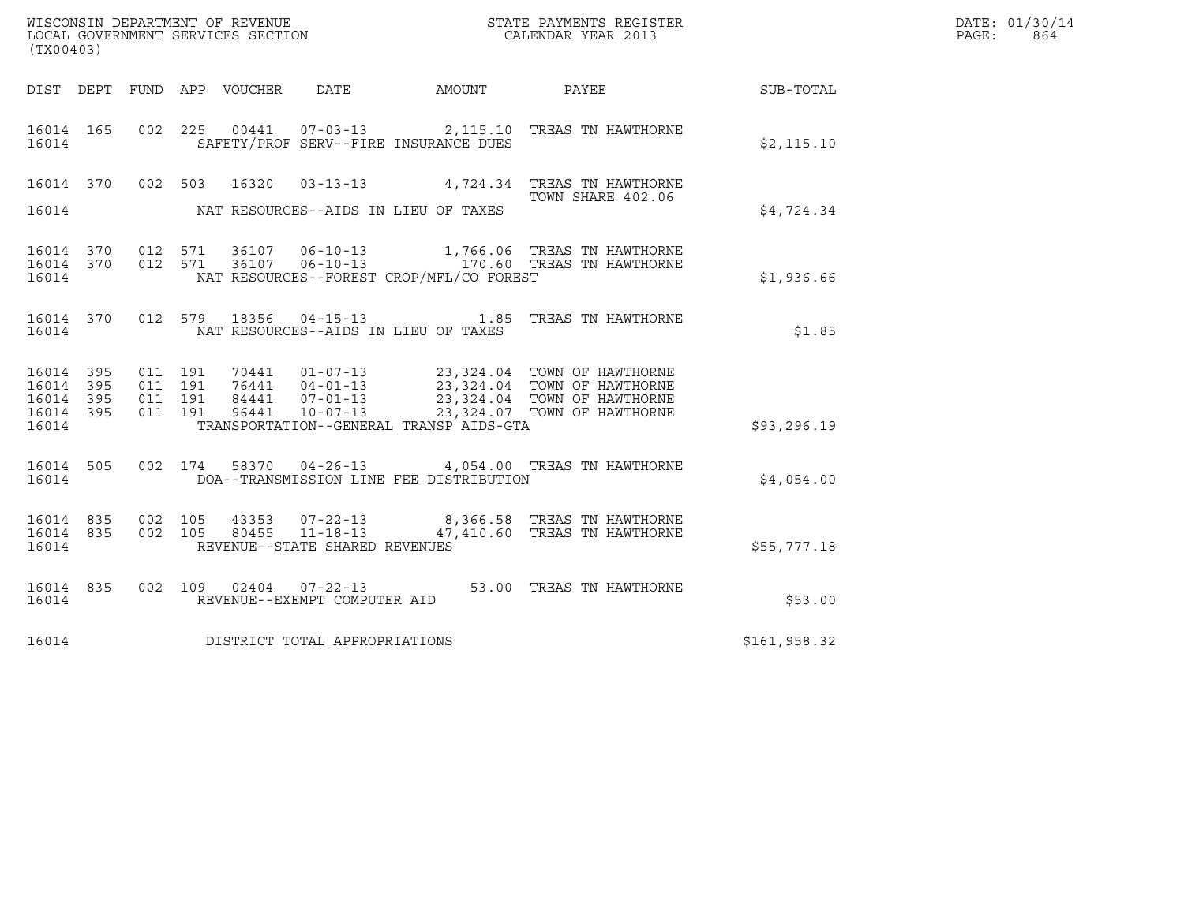WISCONSIN DEPARTMENT OF REVENUE
LOCAL GOVERNMENT SERVICES SECTION
(TX00403)

STATE PAYMENTS REGISTER
CALENDAR YEAR 2013

DATE: 01/30/14
PAGE: 864

| DIST | DEPT | FUND | APP | VOUCHER | DATE | AMOUNT | PAYEE | SUB-TOTAL |
|---|---|---|---|---|---|---|---|---|
| 16014 | 165 | 002 | 225 | 00441 | 07-03-13 | 2,115.10 | TREAS TN HAWTHORNE | |
| 16014 | | | | | SAFETY/PROF SERV--FIRE INSURANCE DUES | | | $2,115.10 |
| 16014 | 370 | 002 | 503 | 16320 | 03-13-13 | 4,724.34 | TREAS TN HAWTHORNE TOWN SHARE 402.06 | |
| 16014 | | | | | NAT RESOURCES--AIDS IN LIEU OF TAXES | | | $4,724.34 |
| 16014 | 370 | 012 | 571 | 36107 | 06-10-13 | 1,766.06 | TREAS TN HAWTHORNE | |
| 16014 | 370 | 012 | 571 | 36107 | 06-10-13 | 170.60 | TREAS TN HAWTHORNE | |
| 16014 | | | | | NAT RESOURCES--FOREST CROP/MFL/CO FOREST | | | $1,936.66 |
| 16014 | 370 | 012 | 579 | 18356 | 04-15-13 | 1.85 | TREAS TN HAWTHORNE | |
| 16014 | | | | | NAT RESOURCES--AIDS IN LIEU OF TAXES | | | $1.85 |
| 16014 | 395 | 011 | 191 | 70441 | 01-07-13 | 23,324.04 | TOWN OF HAWTHORNE | |
| 16014 | 395 | 011 | 191 | 76441 | 04-01-13 | 23,324.04 | TOWN OF HAWTHORNE | |
| 16014 | 395 | 011 | 191 | 84441 | 07-01-13 | 23,324.04 | TOWN OF HAWTHORNE | |
| 16014 | 395 | 011 | 191 | 96441 | 10-07-13 | 23,324.07 | TOWN OF HAWTHORNE | |
| 16014 | | | | | TRANSPORTATION--GENERAL TRANSP AIDS-GTA | | | $93,296.19 |
| 16014 | 505 | 002 | 174 | 58370 | 04-26-13 | 4,054.00 | TREAS TN HAWTHORNE | |
| 16014 | | | | | DOA--TRANSMISSION LINE FEE DISTRIBUTION | | | $4,054.00 |
| 16014 | 835 | 002 | 105 | 43353 | 07-22-13 | 8,366.58 | TREAS TN HAWTHORNE | |
| 16014 | 835 | 002 | 105 | 80455 | 11-18-13 | 47,410.60 | TREAS TN HAWTHORNE | |
| 16014 | | | | | REVENUE--STATE SHARED REVENUES | | | $55,777.18 |
| 16014 | 835 | 002 | 109 | 02404 | 07-22-13 | 53.00 | TREAS TN HAWTHORNE | |
| 16014 | | | | | REVENUE--EXEMPT COMPUTER AID | | | $53.00 |
| 16014 | | | | | DISTRICT TOTAL APPROPRIATIONS | | | $161,958.32 |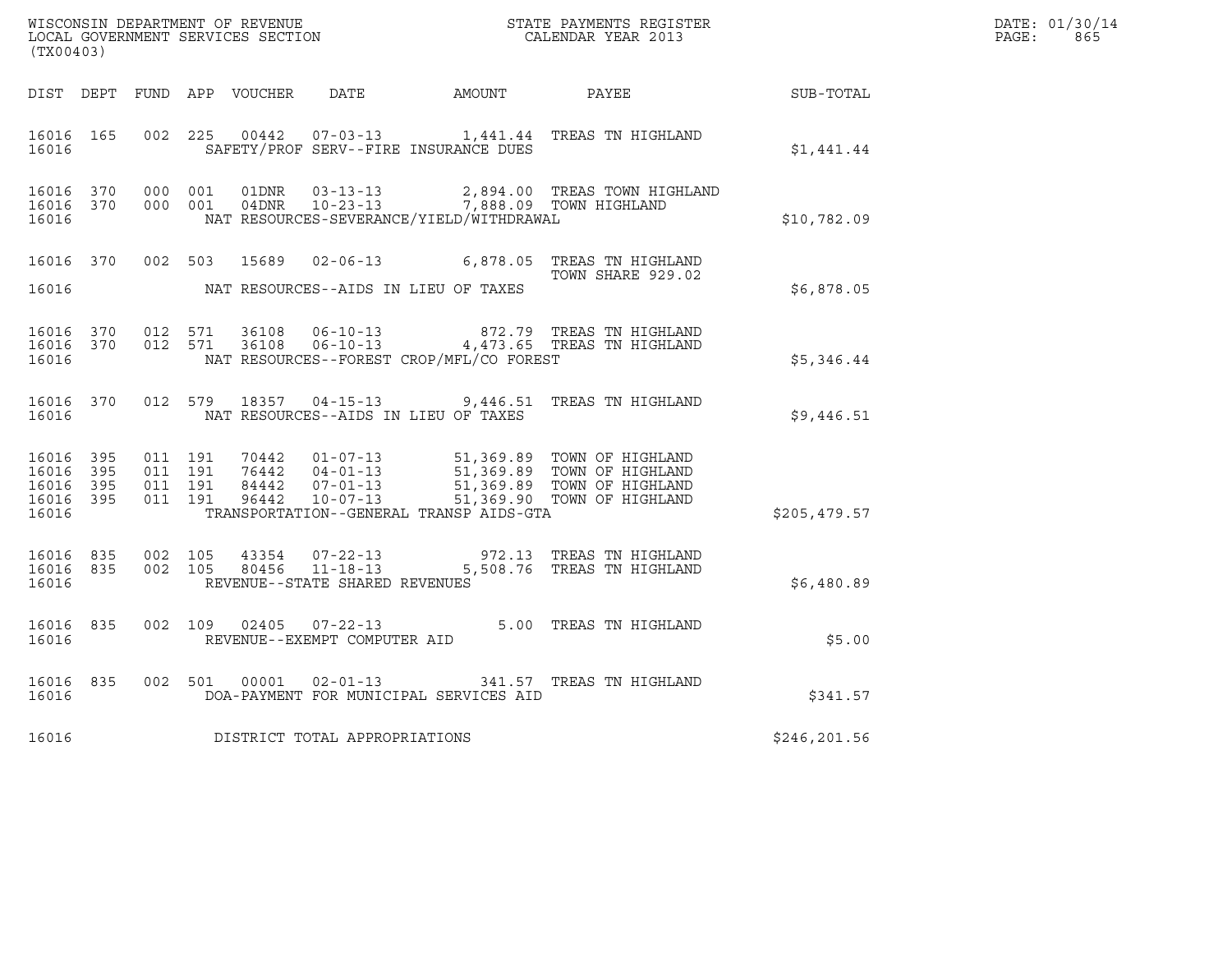WISCONSIN DEPARTMENT OF REVENUE
LOCAL GOVERNMENT SERVICES SECTION
(TX00403)

STATE PAYMENTS REGISTER
CALENDAR YEAR 2013

DATE: 01/30/14
PAGE: 865

| DIST | DEPT | FUND | APP | VOUCHER | DATE | AMOUNT | PAYEE | SUB-TOTAL |
|---|---|---|---|---|---|---|---|---|
| 16016 | 165 | 002 | 225 | 00442 | 07-03-13 | 1,441.44 | TREAS TN HIGHLAND | |
| 16016 | | | | SAFETY/PROF SERV--FIRE INSURANCE DUES | | | | $1,441.44 |
| 16016 | 370 | 000 | 001 | 01DNR | 03-13-13 | 2,894.00 | TREAS TOWN HIGHLAND | |
| 16016 | 370 | 000 | 001 | 04DNR | 10-23-13 | 7,888.09 | TOWN HIGHLAND | |
| 16016 | | | | NAT RESOURCES-SEVERANCE/YIELD/WITHDRAWAL | | | | $10,782.09 |
| 16016 | 370 | 002 | 503 | 15689 | 02-06-13 | 6,878.05 | TREAS TN HIGHLAND TOWN SHARE 929.02 | |
| 16016 | | | | NAT RESOURCES--AIDS IN LIEU OF TAXES | | | | $6,878.05 |
| 16016 | 370 | 012 | 571 | 36108 | 06-10-13 | 872.79 | TREAS TN HIGHLAND | |
| 16016 | 370 | 012 | 571 | 36108 | 06-10-13 | 4,473.65 | TREAS TN HIGHLAND | |
| 16016 | | | | NAT RESOURCES--FOREST CROP/MFL/CO FOREST | | | | $5,346.44 |
| 16016 | 370 | 012 | 579 | 18357 | 04-15-13 | 9,446.51 | TREAS TN HIGHLAND | |
| 16016 | | | | NAT RESOURCES--AIDS IN LIEU OF TAXES | | | | $9,446.51 |
| 16016 | 395 | 011 | 191 | 70442 | 01-07-13 | 51,369.89 | TOWN OF HIGHLAND | |
| 16016 | 395 | 011 | 191 | 76442 | 04-01-13 | 51,369.89 | TOWN OF HIGHLAND | |
| 16016 | 395 | 011 | 191 | 84442 | 07-01-13 | 51,369.89 | TOWN OF HIGHLAND | |
| 16016 | 395 | 011 | 191 | 96442 | 10-07-13 | 51,369.90 | TOWN OF HIGHLAND | |
| 16016 | | | | TRANSPORTATION--GENERAL TRANSP AIDS-GTA | | | | $205,479.57 |
| 16016 | 835 | 002 | 105 | 43354 | 07-22-13 | 972.13 | TREAS TN HIGHLAND | |
| 16016 | 835 | 002 | 105 | 80456 | 11-18-13 | 5,508.76 | TREAS TN HIGHLAND | |
| 16016 | | | | REVENUE--STATE SHARED REVENUES | | | | $6,480.89 |
| 16016 | 835 | 002 | 109 | 02405 | 07-22-13 | 5.00 | TREAS TN HIGHLAND | |
| 16016 | | | | REVENUE--EXEMPT COMPUTER AID | | | | $5.00 |
| 16016 | 835 | 002 | 501 | 00001 | 02-01-13 | 341.57 | TREAS TN HIGHLAND | |
| 16016 | | | | DOA-PAYMENT FOR MUNICIPAL SERVICES AID | | | | $341.57 |
| 16016 | | | | DISTRICT TOTAL APPROPRIATIONS | | | | $246,201.56 |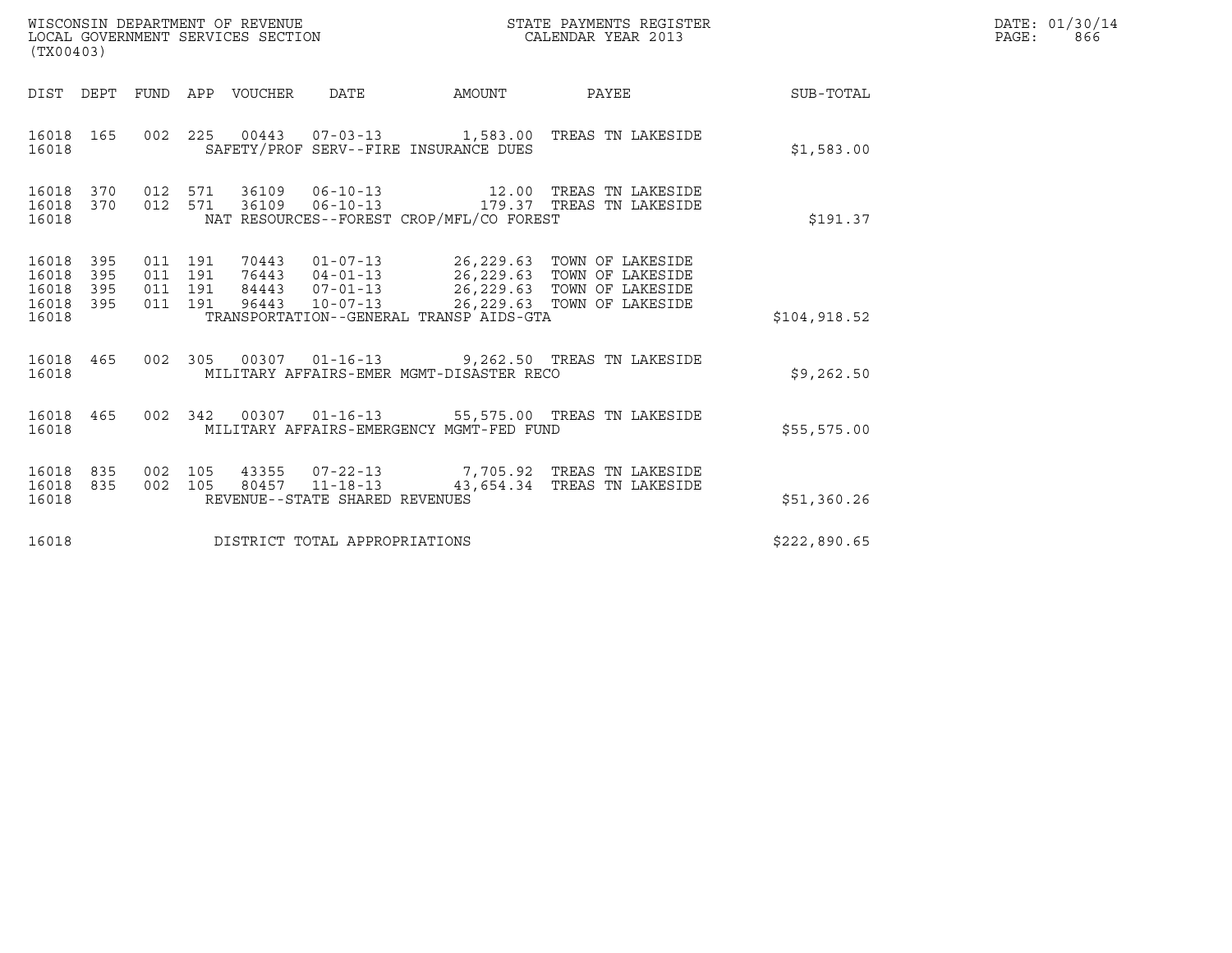WISCONSIN DEPARTMENT OF REVENUE — STATE PAYMENTS REGISTER — DATE: 01/30/14
LOCAL GOVERNMENT SERVICES SECTION — CALENDAR YEAR 2013 — PAGE: 866
(TX00403)

| DIST | DEPT | FUND | APP | VOUCHER | DATE | AMOUNT | PAYEE | SUB-TOTAL |
|---|---|---|---|---|---|---|---|---|
| 16018 | 165 | 002 | 225 | 00443 | 07-03-13 | 1,583.00 | TREAS TN LAKESIDE | |
| 16018 | | | | | SAFETY/PROF SERV--FIRE INSURANCE DUES | | | $1,583.00 |
| 16018 | 370 | 012 | 571 | 36109 | 06-10-13 | 12.00 | TREAS TN LAKESIDE | |
| 16018 | 370 | 012 | 571 | 36109 | 06-10-13 | 179.37 | TREAS TN LAKESIDE | |
| 16018 | | | | | NAT RESOURCES--FOREST CROP/MFL/CO FOREST | | | $191.37 |
| 16018 | 395 | 011 | 191 | 70443 | 01-07-13 | 26,229.63 | TOWN OF LAKESIDE | |
| 16018 | 395 | 011 | 191 | 76443 | 04-01-13 | 26,229.63 | TOWN OF LAKESIDE | |
| 16018 | 395 | 011 | 191 | 84443 | 07-01-13 | 26,229.63 | TOWN OF LAKESIDE | |
| 16018 | 395 | 011 | 191 | 96443 | 10-07-13 | 26,229.63 | TOWN OF LAKESIDE | |
| 16018 | | | | | TRANSPORTATION--GENERAL TRANSP AIDS-GTA | | | $104,918.52 |
| 16018 | 465 | 002 | 305 | 00307 | 01-16-13 | 9,262.50 | TREAS TN LAKESIDE | |
| 16018 | | | | | MILITARY AFFAIRS-EMER MGMT-DISASTER RECO | | | $9,262.50 |
| 16018 | 465 | 002 | 342 | 00307 | 01-16-13 | 55,575.00 | TREAS TN LAKESIDE | |
| 16018 | | | | | MILITARY AFFAIRS-EMERGENCY MGMT-FED FUND | | | $55,575.00 |
| 16018 | 835 | 002 | 105 | 43355 | 07-22-13 | 7,705.92 | TREAS TN LAKESIDE | |
| 16018 | 835 | 002 | 105 | 80457 | 11-18-13 | 43,654.34 | TREAS TN LAKESIDE | |
| 16018 | | | | | REVENUE--STATE SHARED REVENUES | | | $51,360.26 |
| 16018 | | | | | DISTRICT TOTAL APPROPRIATIONS | | | $222,890.65 |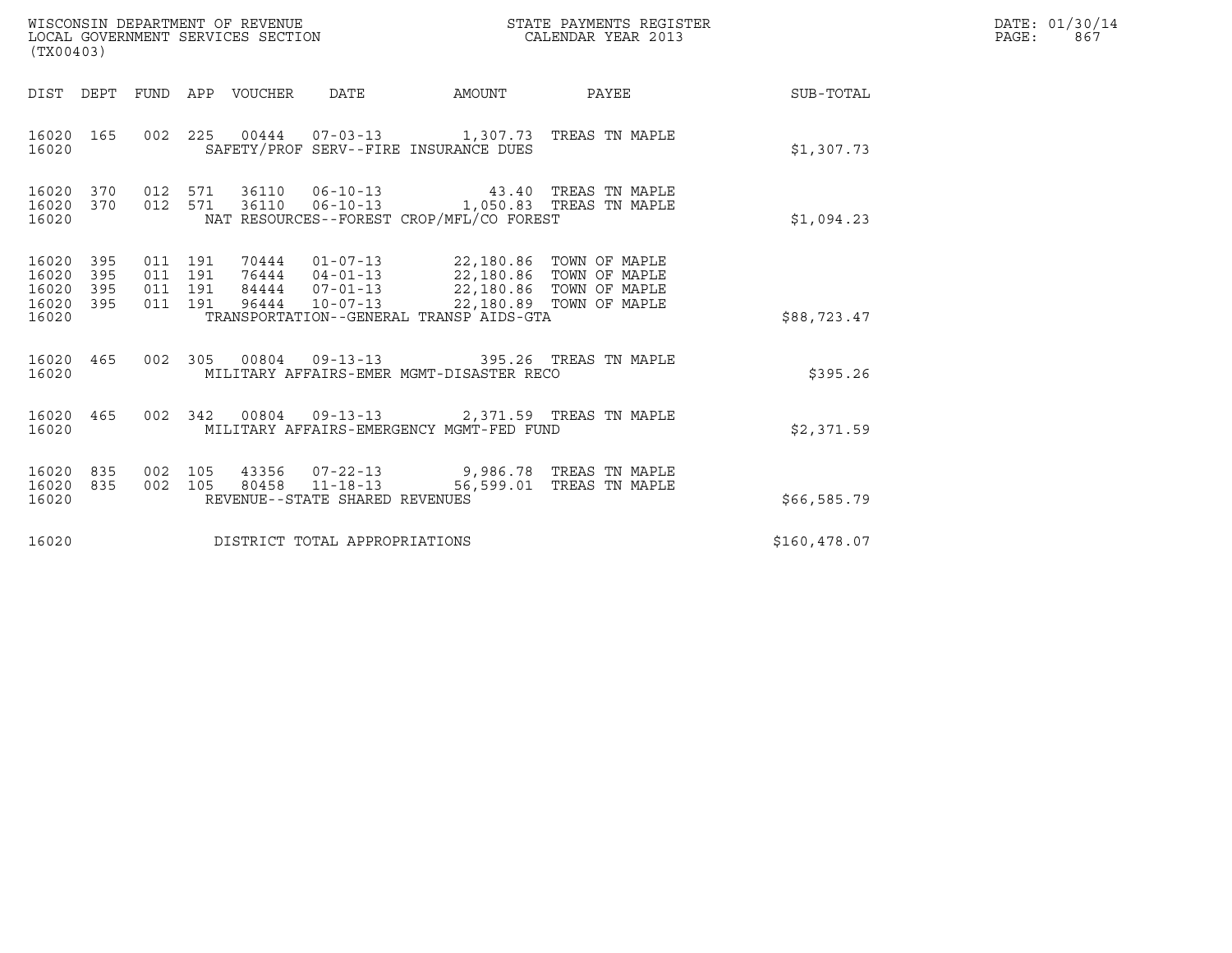WISCONSIN DEPARTMENT OF REVENUE
LOCAL GOVERNMENT SERVICES SECTION
(TX00403)

STATE PAYMENTS REGISTER
CALENDAR YEAR 2013

DATE: 01/30/14
PAGE: 867

| DIST | DEPT | FUND | APP | VOUCHER | DATE | AMOUNT | PAYEE | SUB-TOTAL |
|---|---|---|---|---|---|---|---|---|
| 16020 | 165 | 002 | 225 | 00444 | 07-03-13 | 1,307.73 | TREAS TN MAPLE | |
| 16020 | | | | | SAFETY/PROF SERV--FIRE INSURANCE DUES | | | $1,307.73 |
| 16020 | 370 | 012 | 571 | 36110 | 06-10-13 | 43.40 | TREAS TN MAPLE | |
| 16020 | 370 | 012 | 571 | 36110 | 06-10-13 | 1,050.83 | TREAS TN MAPLE | |
| 16020 | | | | | NAT RESOURCES--FOREST CROP/MFL/CO FOREST | | | $1,094.23 |
| 16020 | 395 | 011 | 191 | 70444 | 01-07-13 | 22,180.86 | TOWN OF MAPLE | |
| 16020 | 395 | 011 | 191 | 76444 | 04-01-13 | 22,180.86 | TOWN OF MAPLE | |
| 16020 | 395 | 011 | 191 | 84444 | 07-01-13 | 22,180.86 | TOWN OF MAPLE | |
| 16020 | 395 | 011 | 191 | 96444 | 10-07-13 | 22,180.89 | TOWN OF MAPLE | |
| 16020 | | | | | TRANSPORTATION--GENERAL TRANSP AIDS-GTA | | | $88,723.47 |
| 16020 | 465 | 002 | 305 | 00804 | 09-13-13 | 395.26 | TREAS TN MAPLE | |
| 16020 | | | | | MILITARY AFFAIRS-EMER MGMT-DISASTER RECO | | | $395.26 |
| 16020 | 465 | 002 | 342 | 00804 | 09-13-13 | 2,371.59 | TREAS TN MAPLE | |
| 16020 | | | | | MILITARY AFFAIRS-EMERGENCY MGMT-FED FUND | | | $2,371.59 |
| 16020 | 835 | 002 | 105 | 43356 | 07-22-13 | 9,986.78 | TREAS TN MAPLE | |
| 16020 | 835 | 002 | 105 | 80458 | 11-18-13 | 56,599.01 | TREAS TN MAPLE | |
| 16020 | | | | | REVENUE--STATE SHARED REVENUES | | | $66,585.79 |
| 16020 | | | | | DISTRICT TOTAL APPROPRIATIONS | | | $160,478.07 |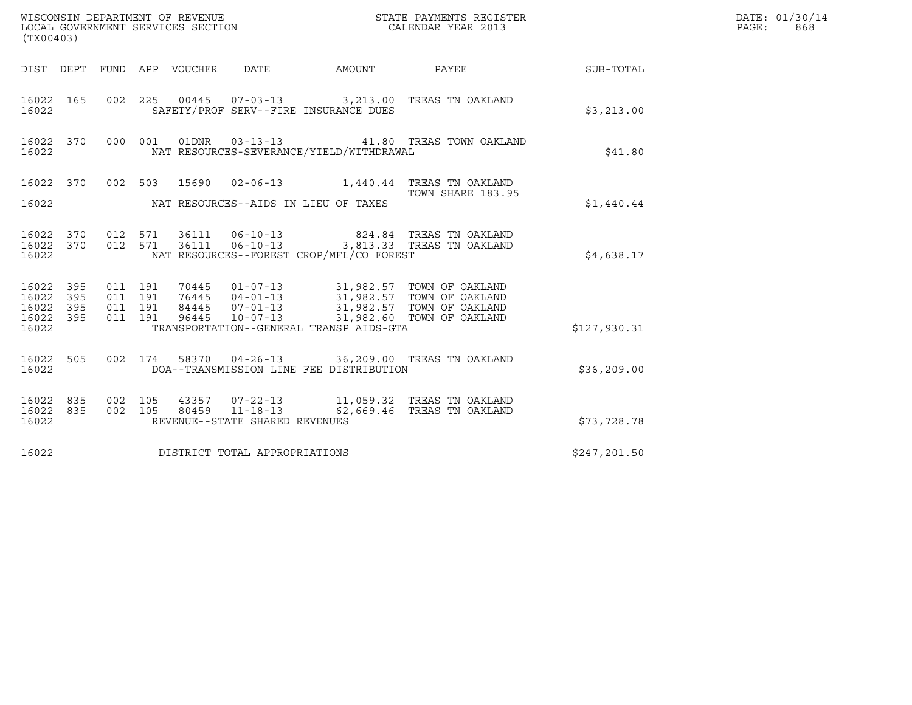WISCONSIN DEPARTMENT OF REVENUE
LOCAL GOVERNMENT SERVICES SECTION
(TX00403)

STATE PAYMENTS REGISTER
CALENDAR YEAR 2013

DATE: 01/30/14
PAGE: 868

| DIST | DEPT | FUND | APP | VOUCHER | DATE | AMOUNT | PAYEE | SUB-TOTAL |
|---|---|---|---|---|---|---|---|---|
| 16022 | 165 | 002 | 225 | 00445 | 07-03-13 | 3,213.00 | TREAS TN OAKLAND | |
| 16022 | | | | | SAFETY/PROF SERV--FIRE INSURANCE DUES | | | $3,213.00 |
| 16022 | 370 | 000 | 001 | 01DNR | 03-13-13 | 41.80 | TREAS TOWN OAKLAND | |
| 16022 | | | | | NAT RESOURCES-SEVERANCE/YIELD/WITHDRAWAL | | | $41.80 |
| 16022 | 370 | 002 | 503 | 15690 | 02-06-13 | 1,440.44 | TREAS TN OAKLAND TOWN SHARE 183.95 | |
| 16022 | | | | | NAT RESOURCES--AIDS IN LIEU OF TAXES | | | $1,440.44 |
| 16022 | 370 | 012 | 571 | 36111 | 06-10-13 | 824.84 | TREAS TN OAKLAND | |
| 16022 | 370 | 012 | 571 | 36111 | 06-10-13 | 3,813.33 | TREAS TN OAKLAND | |
| 16022 | | | | | NAT RESOURCES--FOREST CROP/MFL/CO FOREST | | | $4,638.17 |
| 16022 | 395 | 011 | 191 | 70445 | 01-07-13 | 31,982.57 | TOWN OF OAKLAND | |
| 16022 | 395 | 011 | 191 | 76445 | 04-01-13 | 31,982.57 | TOWN OF OAKLAND | |
| 16022 | 395 | 011 | 191 | 84445 | 07-01-13 | 31,982.57 | TOWN OF OAKLAND | |
| 16022 | 395 | 011 | 191 | 96445 | 10-07-13 | 31,982.60 | TOWN OF OAKLAND | |
| 16022 | | | | | TRANSPORTATION--GENERAL TRANSP AIDS-GTA | | | $127,930.31 |
| 16022 | 505 | 002 | 174 | 58370 | 04-26-13 | 36,209.00 | TREAS TN OAKLAND | |
| 16022 | | | | | DOA--TRANSMISSION LINE FEE DISTRIBUTION | | | $36,209.00 |
| 16022 | 835 | 002 | 105 | 43357 | 07-22-13 | 11,059.32 | TREAS TN OAKLAND | |
| 16022 | 835 | 002 | 105 | 80459 | 11-18-13 | 62,669.46 | TREAS TN OAKLAND | |
| 16022 | | | | | REVENUE--STATE SHARED REVENUES | | | $73,728.78 |
| 16022 | | | | | DISTRICT TOTAL APPROPRIATIONS | | | $247,201.50 |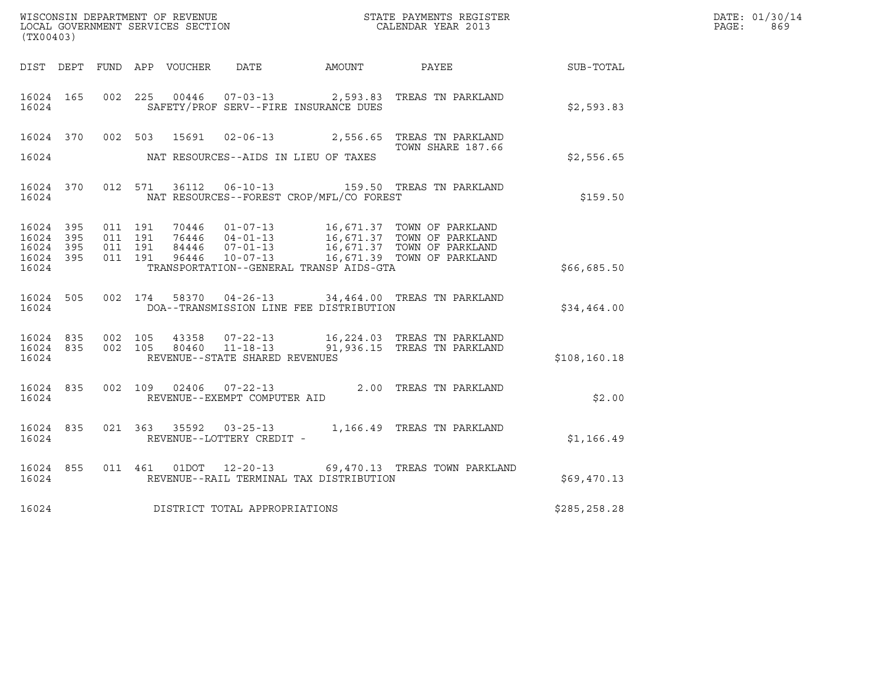WISCONSIN DEPARTMENT OF REVENUE
LOCAL GOVERNMENT SERVICES SECTION
(TX00403)

STATE PAYMENTS REGISTER
CALENDAR YEAR 2013

DATE: 01/30/14
PAGE: 869

| DIST | DEPT | FUND | APP | VOUCHER | DATE | AMOUNT | PAYEE | SUB-TOTAL |
|---|---|---|---|---|---|---|---|---|
| 16024 | 165 | 002 | 225 | 00446 | 07-03-13 | 2,593.83 | TREAS TN PARKLAND | |
| 16024 | | | | | SAFETY/PROF SERV--FIRE INSURANCE DUES | | | $2,593.83 |
| 16024 | 370 | 002 | 503 | 15691 | 02-06-13 | 2,556.65 | TREAS TN PARKLAND TOWN SHARE 187.66 | |
| 16024 | | | | | NAT RESOURCES--AIDS IN LIEU OF TAXES | | | $2,556.65 |
| 16024 | 370 | 012 | 571 | 36112 | 06-10-13 | 159.50 | TREAS TN PARKLAND | |
| 16024 | | | | | NAT RESOURCES--FOREST CROP/MFL/CO FOREST | | | $159.50 |
| 16024 | 395 | 011 | 191 | 70446 | 01-07-13 | 16,671.37 | TOWN OF PARKLAND | |
| 16024 | 395 | 011 | 191 | 76446 | 04-01-13 | 16,671.37 | TOWN OF PARKLAND | |
| 16024 | 395 | 011 | 191 | 84446 | 07-01-13 | 16,671.37 | TOWN OF PARKLAND | |
| 16024 | 395 | 011 | 191 | 96446 | 10-07-13 | 16,671.39 | TOWN OF PARKLAND | |
| 16024 | | | | | TRANSPORTATION--GENERAL TRANSP AIDS-GTA | | | $66,685.50 |
| 16024 | 505 | 002 | 174 | 58370 | 04-26-13 | 34,464.00 | TREAS TN PARKLAND | |
| 16024 | | | | | DOA--TRANSMISSION LINE FEE DISTRIBUTION | | | $34,464.00 |
| 16024 | 835 | 002 | 105 | 43358 | 07-22-13 | 16,224.03 | TREAS TN PARKLAND | |
| 16024 | 835 | 002 | 105 | 80460 | 11-18-13 | 91,936.15 | TREAS TN PARKLAND | |
| 16024 | | | | | REVENUE--STATE SHARED REVENUES | | | $108,160.18 |
| 16024 | 835 | 002 | 109 | 02406 | 07-22-13 | 2.00 | TREAS TN PARKLAND | |
| 16024 | | | | | REVENUE--EXEMPT COMPUTER AID | | | $2.00 |
| 16024 | 835 | 021 | 363 | 35592 | 03-25-13 | 1,166.49 | TREAS TN PARKLAND | |
| 16024 | | | | | REVENUE--LOTTERY CREDIT - | | | $1,166.49 |
| 16024 | 855 | 011 | 461 | 01DOT | 12-20-13 | 69,470.13 | TREAS TOWN PARKLAND | |
| 16024 | | | | | REVENUE--RAIL TERMINAL TAX DISTRIBUTION | | | $69,470.13 |
| 16024 | | | | | DISTRICT TOTAL APPROPRIATIONS | | | $285,258.28 |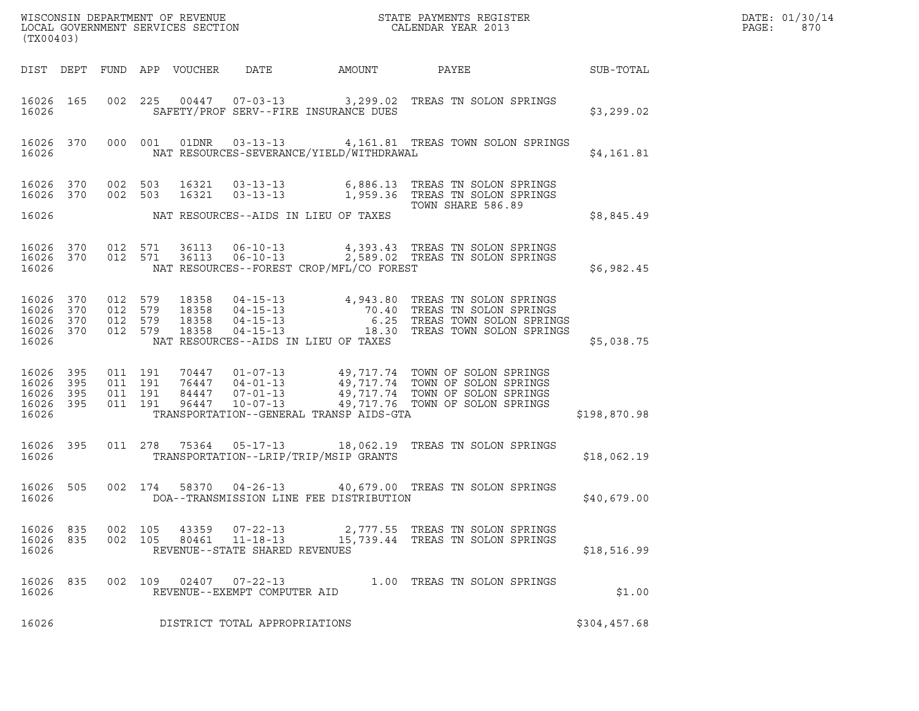WISCONSIN DEPARTMENT OF REVENUE
LOCAL GOVERNMENT SERVICES SECTION
(TX00403)

STATE PAYMENTS REGISTER
CALENDAR YEAR 2013

DATE: 01/30/14
PAGE: 870

| DIST | DEPT | FUND | APP | VOUCHER | DATE | AMOUNT | PAYEE | SUB-TOTAL |
|---|---|---|---|---|---|---|---|---|
| 16026 | 165 | 002 | 225 | 00447 | 07-03-13 | 3,299.02 | TREAS TN SOLON SPRINGS | |
| 16026 | | | | SAFETY/PROF SERV--FIRE INSURANCE DUES | | | | $3,299.02 |
| 16026 | 370 | 000 | 001 | 01DNR | 03-13-13 | 4,161.81 | TREAS TOWN SOLON SPRINGS | |
| 16026 | | | | NAT RESOURCES-SEVERANCE/YIELD/WITHDRAWAL | | | | $4,161.81 |
| 16026 | 370 | 002 | 503 | 16321 | 03-13-13 | 6,886.13 | TREAS TN SOLON SPRINGS | |
| 16026 | 370 | 002 | 503 | 16321 | 03-13-13 | 1,959.36 | TREAS TN SOLON SPRINGS TOWN SHARE 586.89 | |
| 16026 | | | | NAT RESOURCES--AIDS IN LIEU OF TAXES | | | | $8,845.49 |
| 16026 | 370 | 012 | 571 | 36113 | 06-10-13 | 4,393.43 | TREAS TN SOLON SPRINGS | |
| 16026 | 370 | 012 | 571 | 36113 | 06-10-13 | 2,589.02 | TREAS TN SOLON SPRINGS | |
| 16026 | | | | NAT RESOURCES--FOREST CROP/MFL/CO FOREST | | | | $6,982.45 |
| 16026 | 370 | 012 | 579 | 18358 | 04-15-13 | 4,943.80 | TREAS TN SOLON SPRINGS | |
| 16026 | 370 | 012 | 579 | 18358 | 04-15-13 | 70.40 | TREAS TN SOLON SPRINGS | |
| 16026 | 370 | 012 | 579 | 18358 | 04-15-13 | 6.25 | TREAS TOWN SOLON SPRINGS | |
| 16026 | 370 | 012 | 579 | 18358 | 04-15-13 | 18.30 | TREAS TOWN SOLON SPRINGS | |
| 16026 | | | | NAT RESOURCES--AIDS IN LIEU OF TAXES | | | | $5,038.75 |
| 16026 | 395 | 011 | 191 | 70447 | 01-07-13 | 49,717.74 | TOWN OF SOLON SPRINGS | |
| 16026 | 395 | 011 | 191 | 76447 | 04-01-13 | 49,717.74 | TOWN OF SOLON SPRINGS | |
| 16026 | 395 | 011 | 191 | 84447 | 07-01-13 | 49,717.74 | TOWN OF SOLON SPRINGS | |
| 16026 | 395 | 011 | 191 | 96447 | 10-07-13 | 49,717.76 | TOWN OF SOLON SPRINGS | |
| 16026 | | | | TRANSPORTATION--GENERAL TRANSP AIDS-GTA | | | | $198,870.98 |
| 16026 | 395 | 011 | 278 | 75364 | 05-17-13 | 18,062.19 | TREAS TN SOLON SPRINGS | |
| 16026 | | | | TRANSPORTATION--LRIP/TRIP/MSIP GRANTS | | | | $18,062.19 |
| 16026 | 505 | 002 | 174 | 58370 | 04-26-13 | 40,679.00 | TREAS TN SOLON SPRINGS | |
| 16026 | | | | DOA--TRANSMISSION LINE FEE DISTRIBUTION | | | | $40,679.00 |
| 16026 | 835 | 002 | 105 | 43359 | 07-22-13 | 2,777.55 | TREAS TN SOLON SPRINGS | |
| 16026 | 835 | 002 | 105 | 80461 | 11-18-13 | 15,739.44 | TREAS TN SOLON SPRINGS | |
| 16026 | | | | REVENUE--STATE SHARED REVENUES | | | | $18,516.99 |
| 16026 | 835 | 002 | 109 | 02407 | 07-22-13 | 1.00 | TREAS TN SOLON SPRINGS | |
| 16026 | | | | REVENUE--EXEMPT COMPUTER AID | | | | $1.00 |
| 16026 | | | | DISTRICT TOTAL APPROPRIATIONS | | | | $304,457.68 |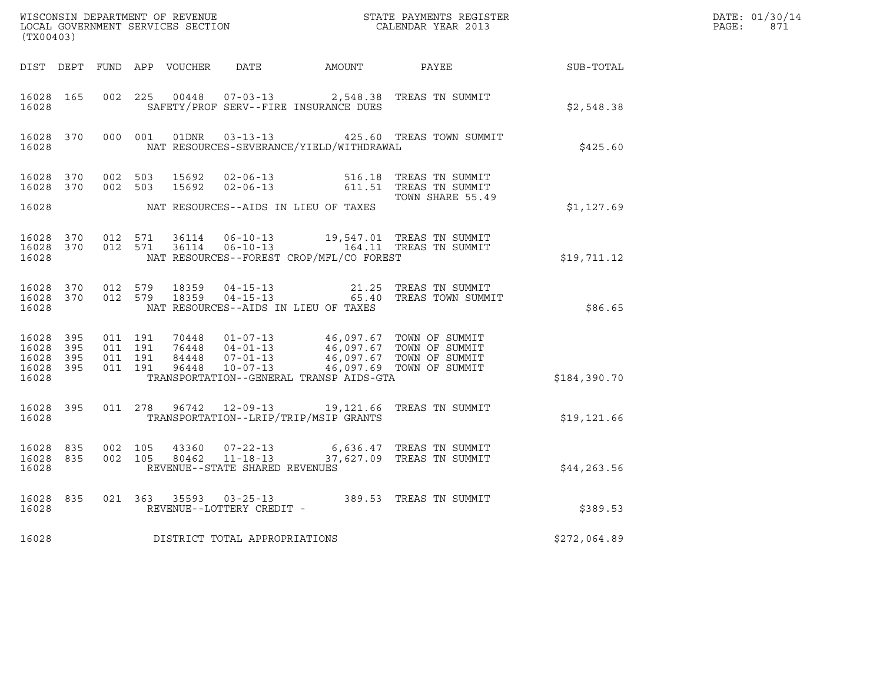WISCONSIN DEPARTMENT OF REVENUE
LOCAL GOVERNMENT SERVICES SECTION
(TX00403)

STATE PAYMENTS REGISTER
CALENDAR YEAR 2013

| DIST | DEPT | FUND | APP | VOUCHER | DATE | AMOUNT | PAYEE | SUB-TOTAL |
|---|---|---|---|---|---|---|---|---|
| 16028 | 165 | 002 | 225 | 00448 | 07-03-13 | 2,548.38 | TREAS TN SUMMIT | |
| 16028 | | | | SAFETY/PROF SERV--FIRE INSURANCE DUES | | | | $2,548.38 |
| 16028 | 370 | 000 | 001 | 01DNR | 03-13-13 | 425.60 | TREAS TOWN SUMMIT | |
| 16028 | | | | NAT RESOURCES-SEVERANCE/YIELD/WITHDRAWAL | | | | $425.60 |
| 16028 | 370 | 002 | 503 | 15692 | 02-06-13 | 516.18 | TREAS TN SUMMIT | |
| 16028 | 370 | 002 | 503 | 15692 | 02-06-13 | 611.51 | TREAS TN SUMMIT TOWN SHARE 55.49 | |
| 16028 | | | | NAT RESOURCES--AIDS IN LIEU OF TAXES | | | | $1,127.69 |
| 16028 | 370 | 012 | 571 | 36114 | 06-10-13 | 19,547.01 | TREAS TN SUMMIT | |
| 16028 | 370 | 012 | 571 | 36114 | 06-10-13 | 164.11 | TREAS TN SUMMIT | |
| 16028 | | | | NAT RESOURCES--FOREST CROP/MFL/CO FOREST | | | | $19,711.12 |
| 16028 | 370 | 012 | 579 | 18359 | 04-15-13 | 21.25 | TREAS TN SUMMIT | |
| 16028 | 370 | 012 | 579 | 18359 | 04-15-13 | 65.40 | TREAS TOWN SUMMIT | |
| 16028 | | | | NAT RESOURCES--AIDS IN LIEU OF TAXES | | | | $86.65 |
| 16028 | 395 | 011 | 191 | 70448 | 01-07-13 | 46,097.67 | TOWN OF SUMMIT | |
| 16028 | 395 | 011 | 191 | 76448 | 04-01-13 | 46,097.67 | TOWN OF SUMMIT | |
| 16028 | 395 | 011 | 191 | 84448 | 07-01-13 | 46,097.67 | TOWN OF SUMMIT | |
| 16028 | 395 | 011 | 191 | 96448 | 10-07-13 | 46,097.69 | TOWN OF SUMMIT | |
| 16028 | | | | TRANSPORTATION--GENERAL TRANSP AIDS-GTA | | | | $184,390.70 |
| 16028 | 395 | 011 | 278 | 96742 | 12-09-13 | 19,121.66 | TREAS TN SUMMIT | |
| 16028 | | | | TRANSPORTATION--LRIP/TRIP/MSIP GRANTS | | | | $19,121.66 |
| 16028 | 835 | 002 | 105 | 43360 | 07-22-13 | 6,636.47 | TREAS TN SUMMIT | |
| 16028 | 835 | 002 | 105 | 80462 | 11-18-13 | 37,627.09 | TREAS TN SUMMIT | |
| 16028 | | | | REVENUE--STATE SHARED REVENUES | | | | $44,263.56 |
| 16028 | 835 | 021 | 363 | 35593 | 03-25-13 | 389.53 | TREAS TN SUMMIT | |
| 16028 | | | | REVENUE--LOTTERY CREDIT - | | | | $389.53 |
| 16028 | | | | DISTRICT TOTAL APPROPRIATIONS | | | | $272,064.89 |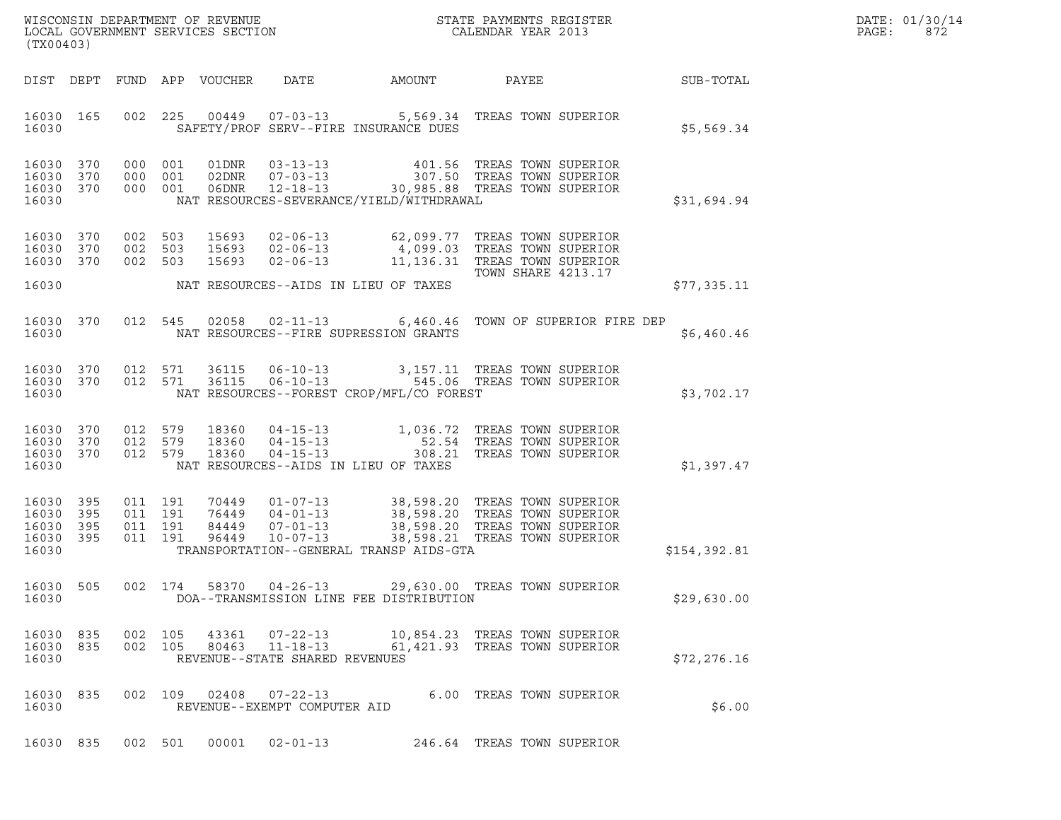WISCONSIN DEPARTMENT OF REVENUE
LOCAL GOVERNMENT SERVICES SECTION
(TX00403)

STATE PAYMENTS REGISTER
CALENDAR YEAR 2013

DATE: 01/30/14

| DIST | DEPT | FUND | APP | VOUCHER | DATE | AMOUNT | PAYEE | SUB-TOTAL |
|---|---|---|---|---|---|---|---|---|
| 16030 | 165 | 002 | 225 | 00449 | 07-03-13 | 5,569.34 | TREAS TOWN SUPERIOR | |
| 16030 | | | | | SAFETY/PROF SERV--FIRE INSURANCE DUES | | | $5,569.34 |
| 16030 | 370 | 000 | 001 | 01DNR | 03-13-13 | 401.56 | TREAS TOWN SUPERIOR | |
| 16030 | 370 | 000 | 001 | 02DNR | 07-03-13 | 307.50 | TREAS TOWN SUPERIOR | |
| 16030 | 370 | 000 | 001 | 06DNR | 12-18-13 | 30,985.88 | TREAS TOWN SUPERIOR | |
| 16030 | | | | | NAT RESOURCES-SEVERANCE/YIELD/WITHDRAWAL | | | $31,694.94 |
| 16030 | 370 | 002 | 503 | 15693 | 02-06-13 | 62,099.77 | TREAS TOWN SUPERIOR | |
| 16030 | 370 | 002 | 503 | 15693 | 02-06-13 | 4,099.03 | TREAS TOWN SUPERIOR | |
| 16030 | 370 | 002 | 503 | 15693 | 02-06-13 | 11,136.31 | TREAS TOWN SUPERIOR TOWN SHARE 4213.17 | |
| 16030 | | | | | NAT RESOURCES--AIDS IN LIEU OF TAXES | | | $77,335.11 |
| 16030 | 370 | 012 | 545 | 02058 | 02-11-13 | 6,460.46 | TOWN OF SUPERIOR FIRE DEP | |
| 16030 | | | | | NAT RESOURCES--FIRE SUPRESSION GRANTS | | | $6,460.46 |
| 16030 | 370 | 012 | 571 | 36115 | 06-10-13 | 3,157.11 | TREAS TOWN SUPERIOR | |
| 16030 | 370 | 012 | 571 | 36115 | 06-10-13 | 545.06 | TREAS TOWN SUPERIOR | |
| 16030 | | | | | NAT RESOURCES--FOREST CROP/MFL/CO FOREST | | | $3,702.17 |
| 16030 | 370 | 012 | 579 | 18360 | 04-15-13 | 1,036.72 | TREAS TOWN SUPERIOR | |
| 16030 | 370 | 012 | 579 | 18360 | 04-15-13 | 52.54 | TREAS TOWN SUPERIOR | |
| 16030 | 370 | 012 | 579 | 18360 | 04-15-13 | 308.21 | TREAS TOWN SUPERIOR | |
| 16030 | | | | | NAT RESOURCES--AIDS IN LIEU OF TAXES | | | $1,397.47 |
| 16030 | 395 | 011 | 191 | 70449 | 01-07-13 | 38,598.20 | TREAS TOWN SUPERIOR | |
| 16030 | 395 | 011 | 191 | 76449 | 04-01-13 | 38,598.20 | TREAS TOWN SUPERIOR | |
| 16030 | 395 | 011 | 191 | 84449 | 07-01-13 | 38,598.20 | TREAS TOWN SUPERIOR | |
| 16030 | 395 | 011 | 191 | 96449 | 10-07-13 | 38,598.21 | TREAS TOWN SUPERIOR | |
| 16030 | | | | | TRANSPORTATION--GENERAL TRANSP AIDS-GTA | | | $154,392.81 |
| 16030 | 505 | 002 | 174 | 58370 | 04-26-13 | 29,630.00 | TREAS TOWN SUPERIOR | |
| 16030 | | | | | DOA--TRANSMISSION LINE FEE DISTRIBUTION | | | $29,630.00 |
| 16030 | 835 | 002 | 105 | 43361 | 07-22-13 | 10,854.23 | TREAS TOWN SUPERIOR | |
| 16030 | 835 | 002 | 105 | 80463 | 11-18-13 | 61,421.93 | TREAS TOWN SUPERIOR | |
| 16030 | | | | | REVENUE--STATE SHARED REVENUES | | | $72,276.16 |
| 16030 | 835 | 002 | 109 | 02408 | 07-22-13 | 6.00 | TREAS TOWN SUPERIOR | |
| 16030 | | | | | REVENUE--EXEMPT COMPUTER AID | | | $6.00 |
| 16030 | 835 | 002 | 501 | 00001 | 02-01-13 | 246.64 | TREAS TOWN SUPERIOR | |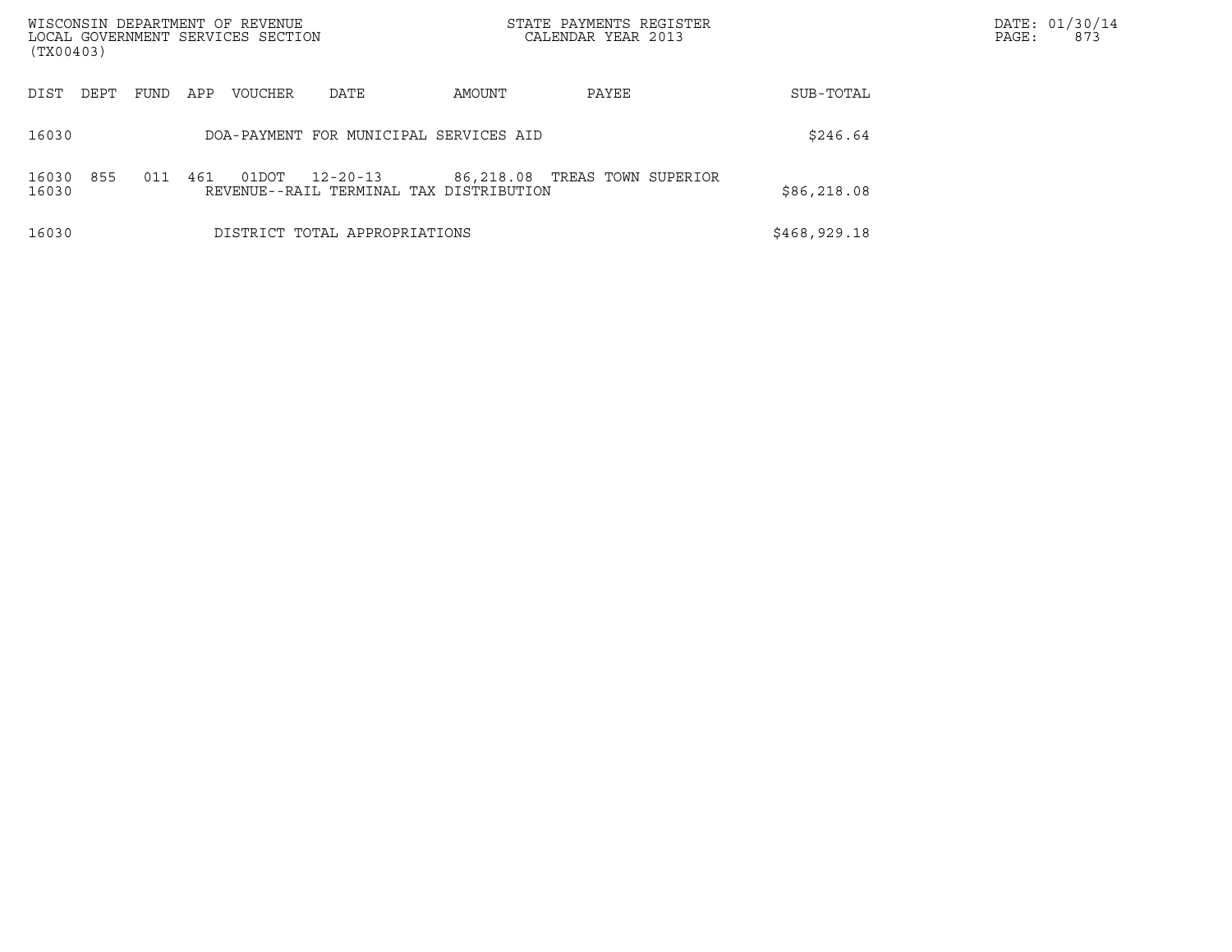WISCONSIN DEPARTMENT OF REVENUE
LOCAL GOVERNMENT SERVICES SECTION
(TX00403)

STATE PAYMENTS REGISTER
CALENDAR YEAR 2013

DATE: 01/30/14

| DIST | DEPT | FUND | APP | VOUCHER | DATE | AMOUNT | PAYEE | SUB-TOTAL |
|---|---|---|---|---|---|---|---|---|
| 16030 | | | | DOA-PAYMENT FOR MUNICIPAL SERVICES AID | | | | $246.64 |
| 16030 | 855 | 011 | 461 | 01DOT | 12-20-13 | 86,218.08 | TREAS TOWN SUPERIOR | |
| 16030 | | | | REVENUE--RAIL TERMINAL TAX DISTRIBUTION | | | | $86,218.08 |
| 16030 | | | | DISTRICT TOTAL APPROPRIATIONS | | | | $468,929.18 |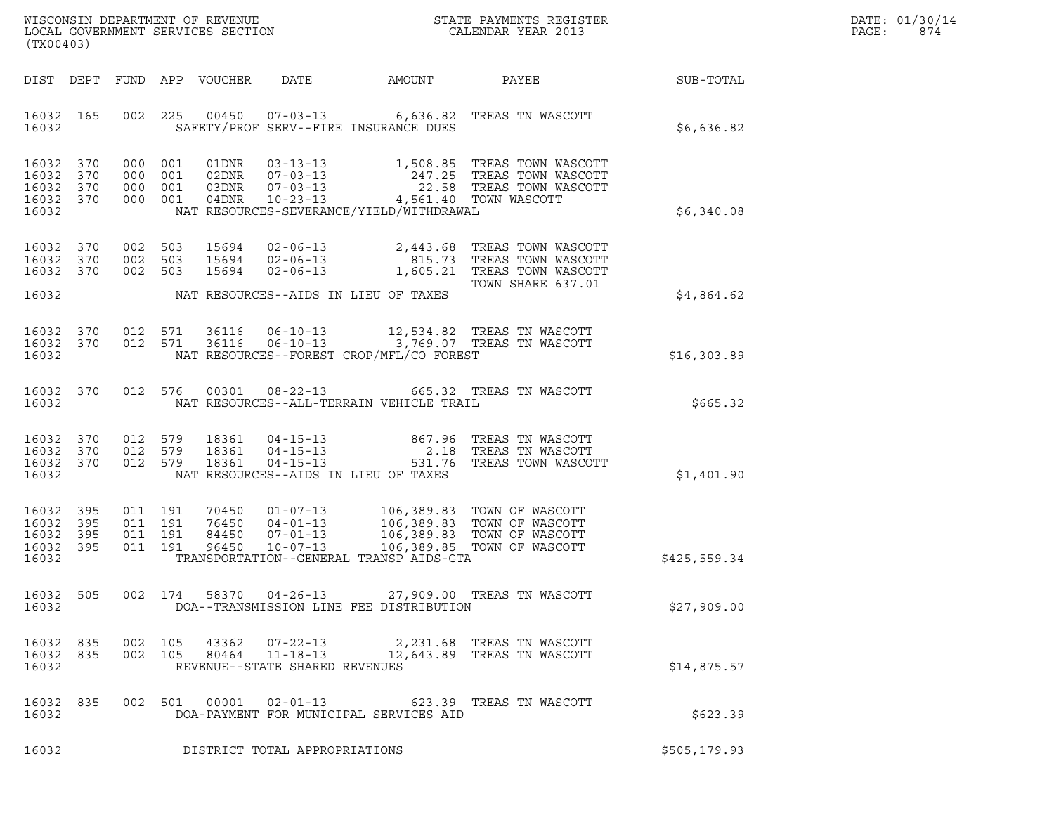WISCONSIN DEPARTMENT OF REVENUE
LOCAL GOVERNMENT SERVICES SECTION
(TX00403)

STATE PAYMENTS REGISTER
CALENDAR YEAR 2013

DATE: 01/30/14
PAGE: 874

| DIST | DEPT | FUND | APP | VOUCHER | DATE | AMOUNT | PAYEE | SUB-TOTAL |
|---|---|---|---|---|---|---|---|---|
| 16032 | 165 | 002 | 225 | 00450 | 07-03-13 | 6,636.82 | TREAS TN WASCOTT | |
| 16032 | | | | SAFETY/PROF SERV--FIRE INSURANCE DUES | | | | $6,636.82 |
| 16032 | 370 | 000 | 001 | 01DNR | 03-13-13 | 1,508.85 | TREAS TOWN WASCOTT | |
| 16032 | 370 | 000 | 001 | 02DNR | 07-03-13 | 247.25 | TREAS TOWN WASCOTT | |
| 16032 | 370 | 000 | 001 | 03DNR | 07-03-13 | 22.58 | TREAS TOWN WASCOTT | |
| 16032 | 370 | 000 | 001 | 04DNR | 10-23-13 | 4,561.40 | TOWN WASCOTT | |
| 16032 | | | | NAT RESOURCES-SEVERANCE/YIELD/WITHDRAWAL | | | | $6,340.08 |
| 16032 | 370 | 002 | 503 | 15694 | 02-06-13 | 2,443.68 | TREAS TOWN WASCOTT | |
| 16032 | 370 | 002 | 503 | 15694 | 02-06-13 | 815.73 | TREAS TOWN WASCOTT | |
| 16032 | 370 | 002 | 503 | 15694 | 02-06-13 | 1,605.21 | TREAS TOWN WASCOTT | |
| | | | | | | | TOWN SHARE 637.01 | |
| 16032 | | | | NAT RESOURCES--AIDS IN LIEU OF TAXES | | | | $4,864.62 |
| 16032 | 370 | 012 | 571 | 36116 | 06-10-13 | 12,534.82 | TREAS TN WASCOTT | |
| 16032 | 370 | 012 | 571 | 36116 | 06-10-13 | 3,769.07 | TREAS TN WASCOTT | |
| 16032 | | | | NAT RESOURCES--FOREST CROP/MFL/CO FOREST | | | | $16,303.89 |
| 16032 | 370 | 012 | 576 | 00301 | 08-22-13 | 665.32 | TREAS TN WASCOTT | |
| 16032 | | | | NAT RESOURCES--ALL-TERRAIN VEHICLE TRAIL | | | | $665.32 |
| 16032 | 370 | 012 | 579 | 18361 | 04-15-13 | 867.96 | TREAS TN WASCOTT | |
| 16032 | 370 | 012 | 579 | 18361 | 04-15-13 | 2.18 | TREAS TN WASCOTT | |
| 16032 | 370 | 012 | 579 | 18361 | 04-15-13 | 531.76 | TREAS TOWN WASCOTT | |
| 16032 | | | | NAT RESOURCES--AIDS IN LIEU OF TAXES | | | | $1,401.90 |
| 16032 | 395 | 011 | 191 | 70450 | 01-07-13 | 106,389.83 | TOWN OF WASCOTT | |
| 16032 | 395 | 011 | 191 | 76450 | 04-01-13 | 106,389.83 | TOWN OF WASCOTT | |
| 16032 | 395 | 011 | 191 | 84450 | 07-01-13 | 106,389.83 | TOWN OF WASCOTT | |
| 16032 | 395 | 011 | 191 | 96450 | 10-07-13 | 106,389.85 | TOWN OF WASCOTT | |
| 16032 | | | | TRANSPORTATION--GENERAL TRANSP AIDS-GTA | | | | $425,559.34 |
| 16032 | 505 | 002 | 174 | 58370 | 04-26-13 | 27,909.00 | TREAS TN WASCOTT | |
| 16032 | | | | DOA--TRANSMISSION LINE FEE DISTRIBUTION | | | | $27,909.00 |
| 16032 | 835 | 002 | 105 | 43362 | 07-22-13 | 2,231.68 | TREAS TN WASCOTT | |
| 16032 | 835 | 002 | 105 | 80464 | 11-18-13 | 12,643.89 | TREAS TN WASCOTT | |
| 16032 | | | | REVENUE--STATE SHARED REVENUES | | | | $14,875.57 |
| 16032 | 835 | 002 | 501 | 00001 | 02-01-13 | 623.39 | TREAS TN WASCOTT | |
| 16032 | | | | DOA-PAYMENT FOR MUNICIPAL SERVICES AID | | | | $623.39 |
| 16032 | | | | DISTRICT TOTAL APPROPRIATIONS | | | | $505,179.93 |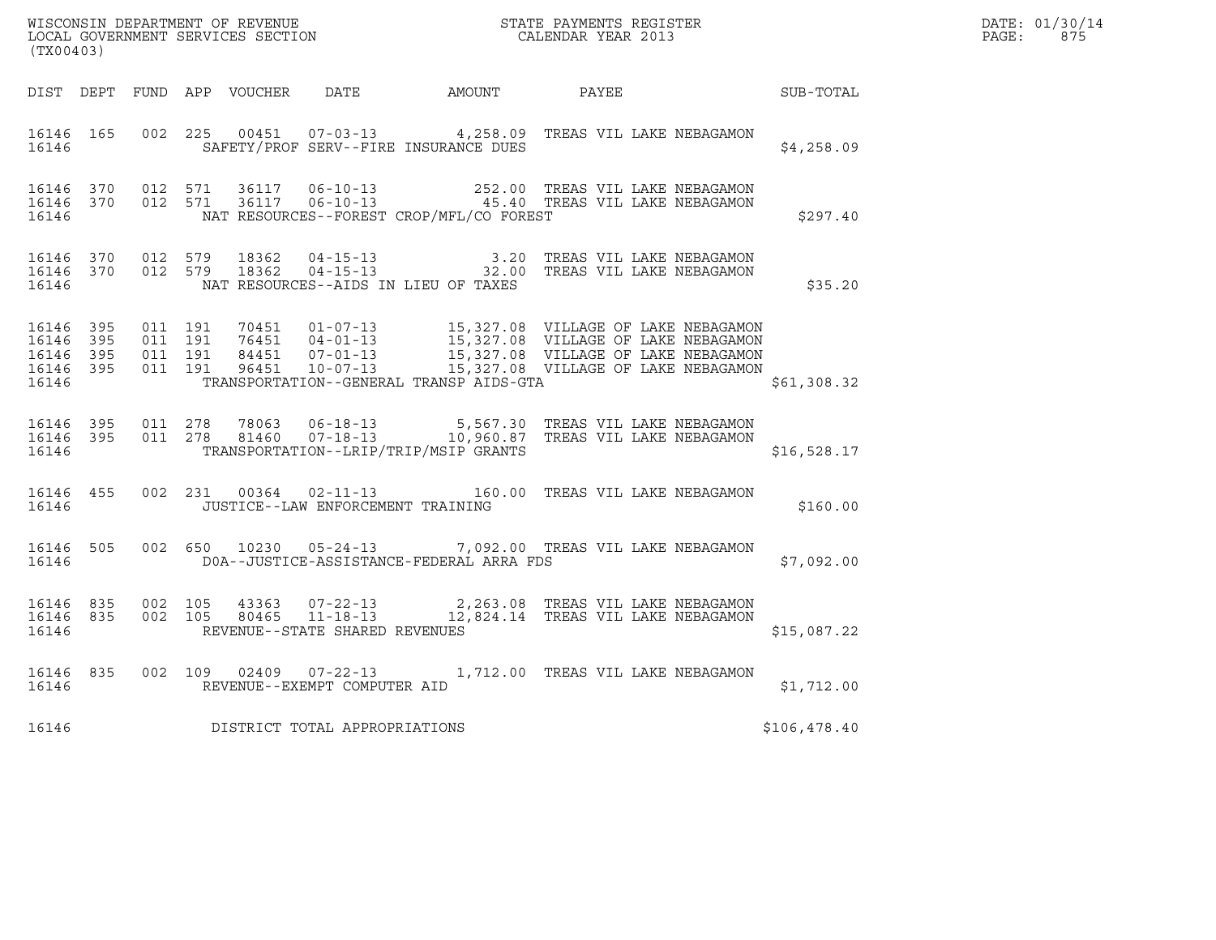WISCONSIN DEPARTMENT OF REVENUE
LOCAL GOVERNMENT SERVICES SECTION
(TX00403)

STATE PAYMENTS REGISTER
CALENDAR YEAR 2013

DATE: 01/30/14
PAGE: 875

| DIST | DEPT | FUND | APP | VOUCHER | DATE | AMOUNT | PAYEE | SUB-TOTAL |
|---|---|---|---|---|---|---|---|---|
| 16146 | 165 | 002 | 225 | 00451 | 07-03-13 | 4,258.09 | TREAS VIL LAKE NEBAGAMON | |
| 16146 | | | | | SAFETY/PROF SERV--FIRE INSURANCE DUES | | | $4,258.09 |
| 16146 | 370 | 012 | 571 | 36117 | 06-10-13 | 252.00 | TREAS VIL LAKE NEBAGAMON | |
| 16146 | 370 | 012 | 571 | 36117 | 06-10-13 | 45.40 | TREAS VIL LAKE NEBAGAMON | |
| 16146 | | | | | NAT RESOURCES--FOREST CROP/MFL/CO FOREST | | | $297.40 |
| 16146 | 370 | 012 | 579 | 18362 | 04-15-13 | 3.20 | TREAS VIL LAKE NEBAGAMON | |
| 16146 | 370 | 012 | 579 | 18362 | 04-15-13 | 32.00 | TREAS VIL LAKE NEBAGAMON | |
| 16146 | | | | | NAT RESOURCES--AIDS IN LIEU OF TAXES | | | $35.20 |
| 16146 | 395 | 011 | 191 | 70451 | 01-07-13 | 15,327.08 | VILLAGE OF LAKE NEBAGAMON | |
| 16146 | 395 | 011 | 191 | 76451 | 04-01-13 | 15,327.08 | VILLAGE OF LAKE NEBAGAMON | |
| 16146 | 395 | 011 | 191 | 84451 | 07-01-13 | 15,327.08 | VILLAGE OF LAKE NEBAGAMON | |
| 16146 | 395 | 011 | 191 | 96451 | 10-07-13 | 15,327.08 | VILLAGE OF LAKE NEBAGAMON | |
| 16146 | | | | | TRANSPORTATION--GENERAL TRANSP AIDS-GTA | | | $61,308.32 |
| 16146 | 395 | 011 | 278 | 78063 | 06-18-13 | 5,567.30 | TREAS VIL LAKE NEBAGAMON | |
| 16146 | 395 | 011 | 278 | 81460 | 07-18-13 | 10,960.87 | TREAS VIL LAKE NEBAGAMON | |
| 16146 | | | | | TRANSPORTATION--LRIP/TRIP/MSIP GRANTS | | | $16,528.17 |
| 16146 | 455 | 002 | 231 | 00364 | 02-11-13 | 160.00 | TREAS VIL LAKE NEBAGAMON | |
| 16146 | | | | | JUSTICE--LAW ENFORCEMENT TRAINING | | | $160.00 |
| 16146 | 505 | 002 | 650 | 10230 | 05-24-13 | 7,092.00 | TREAS VIL LAKE NEBAGAMON | |
| 16146 | | | | | DOA--JUSTICE-ASSISTANCE-FEDERAL ARRA FDS | | | $7,092.00 |
| 16146 | 835 | 002 | 105 | 43363 | 07-22-13 | 2,263.08 | TREAS VIL LAKE NEBAGAMON | |
| 16146 | 835 | 002 | 105 | 80465 | 11-18-13 | 12,824.14 | TREAS VIL LAKE NEBAGAMON | |
| 16146 | | | | | REVENUE--STATE SHARED REVENUES | | | $15,087.22 |
| 16146 | 835 | 002 | 109 | 02409 | 07-22-13 | 1,712.00 | TREAS VIL LAKE NEBAGAMON | |
| 16146 | | | | | REVENUE--EXEMPT COMPUTER AID | | | $1,712.00 |
| 16146 | | | | | DISTRICT TOTAL APPROPRIATIONS | | | $106,478.40 |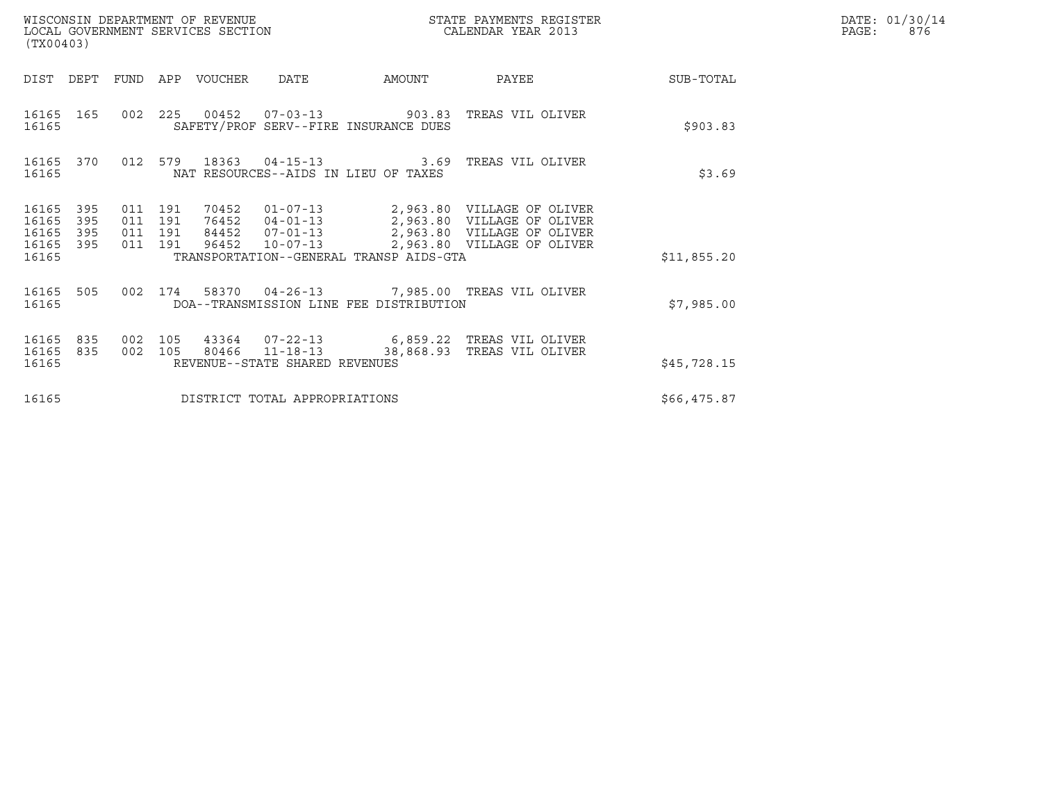WISCONSIN DEPARTMENT OF REVENUE
LOCAL GOVERNMENT SERVICES SECTION
(TX00403)

STATE PAYMENTS REGISTER
CALENDAR YEAR 2013

DATE: 01/30/14
PAGE: 876

| DIST | DEPT | FUND | APP | VOUCHER | DATE | AMOUNT | PAYEE | SUB-TOTAL |
|---|---|---|---|---|---|---|---|---|
| 16165 | 165 | 002 | 225 | 00452 | 07-03-13 | 903.83 | TREAS VIL OLIVER | |
| 16165 | | | | SAFETY/PROF SERV--FIRE INSURANCE DUES | | | | $903.83 |
| 16165 | 370 | 012 | 579 | 18363 | 04-15-13 | 3.69 | TREAS VIL OLIVER | |
| 16165 | | | | NAT RESOURCES--AIDS IN LIEU OF TAXES | | | | $3.69 |
| 16165 | 395 | 011 | 191 | 70452 | 01-07-13 | 2,963.80 | VILLAGE OF OLIVER | |
| 16165 | 395 | 011 | 191 | 76452 | 04-01-13 | 2,963.80 | VILLAGE OF OLIVER | |
| 16165 | 395 | 011 | 191 | 84452 | 07-01-13 | 2,963.80 | VILLAGE OF OLIVER | |
| 16165 | 395 | 011 | 191 | 96452 | 10-07-13 | 2,963.80 | VILLAGE OF OLIVER | |
| 16165 | | | | TRANSPORTATION--GENERAL TRANSP AIDS-GTA | | | | $11,855.20 |
| 16165 | 505 | 002 | 174 | 58370 | 04-26-13 | 7,985.00 | TREAS VIL OLIVER | |
| 16165 | | | | DOA--TRANSMISSION LINE FEE DISTRIBUTION | | | | $7,985.00 |
| 16165 | 835 | 002 | 105 | 43364 | 07-22-13 | 6,859.22 | TREAS VIL OLIVER | |
| 16165 | 835 | 002 | 105 | 80466 | 11-18-13 | 38,868.93 | TREAS VIL OLIVER | |
| 16165 | | | | REVENUE--STATE SHARED REVENUES | | | | $45,728.15 |
| 16165 | | | | DISTRICT TOTAL APPROPRIATIONS | | | | $66,475.87 |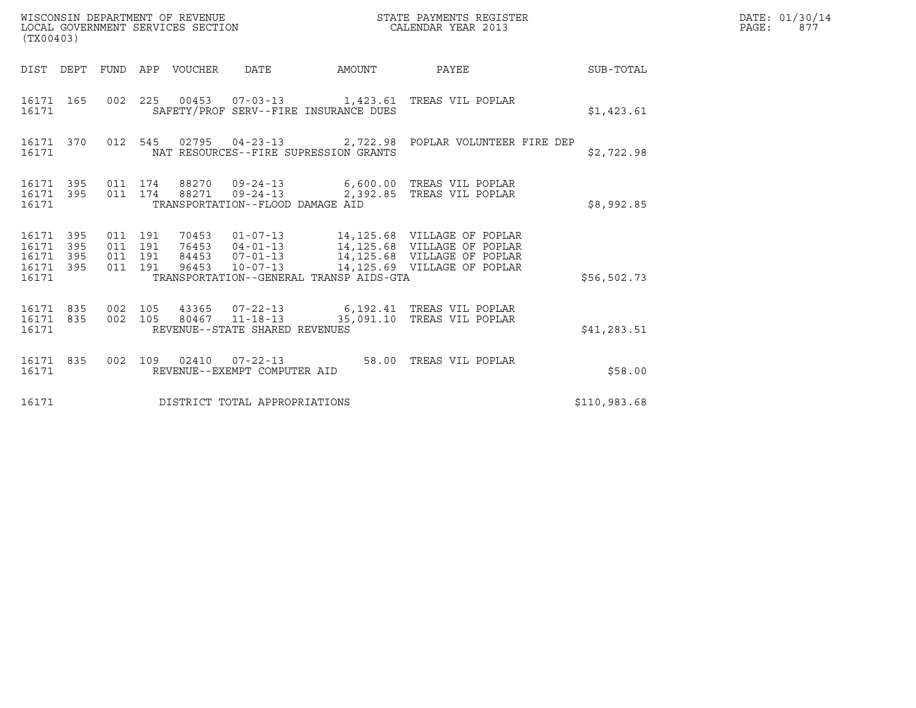WISCONSIN DEPARTMENT OF REVENUE
LOCAL GOVERNMENT SERVICES SECTION
(TX00403)

STATE PAYMENTS REGISTER
CALENDAR YEAR 2013

DATE: 01/30/14
PAGE: 877

| DIST | DEPT | FUND | APP | VOUCHER | DATE | AMOUNT | PAYEE | SUB-TOTAL |
|---|---|---|---|---|---|---|---|---|
| 16171 | 165 | 002 | 225 | 00453 | 07-03-13 | 1,423.61 | TREAS VIL POPLAR | |
| 16171 | | | | SAFETY/PROF SERV--FIRE INSURANCE DUES | | | | $1,423.61 |
| 16171 | 370 | 012 | 545 | 02795 | 04-23-13 | 2,722.98 | POPLAR VOLUNTEER FIRE DEP | |
| 16171 | | | | NAT RESOURCES--FIRE SUPRESSION GRANTS | | | | $2,722.98 |
| 16171 | 395 | 011 | 174 | 88270 | 09-24-13 | 6,600.00 | TREAS VIL POPLAR | |
| 16171 | 395 | 011 | 174 | 88271 | 09-24-13 | 2,392.85 | TREAS VIL POPLAR | |
| 16171 | | | | TRANSPORTATION--FLOOD DAMAGE AID | | | | $8,992.85 |
| 16171 | 395 | 011 | 191 | 70453 | 01-07-13 | 14,125.68 | VILLAGE OF POPLAR | |
| 16171 | 395 | 011 | 191 | 76453 | 04-01-13 | 14,125.68 | VILLAGE OF POPLAR | |
| 16171 | 395 | 011 | 191 | 84453 | 07-01-13 | 14,125.68 | VILLAGE OF POPLAR | |
| 16171 | 395 | 011 | 191 | 96453 | 10-07-13 | 14,125.69 | VILLAGE OF POPLAR | |
| 16171 | | | | TRANSPORTATION--GENERAL TRANSP AIDS-GTA | | | | $56,502.73 |
| 16171 | 835 | 002 | 105 | 43365 | 07-22-13 | 6,192.41 | TREAS VIL POPLAR | |
| 16171 | 835 | 002 | 105 | 80467 | 11-18-13 | 35,091.10 | TREAS VIL POPLAR | |
| 16171 | | | | REVENUE--STATE SHARED REVENUES | | | | $41,283.51 |
| 16171 | 835 | 002 | 109 | 02410 | 07-22-13 | 58.00 | TREAS VIL POPLAR | |
| 16171 | | | | REVENUE--EXEMPT COMPUTER AID | | | | $58.00 |
| 16171 | | | | DISTRICT TOTAL APPROPRIATIONS | | | | $110,983.68 |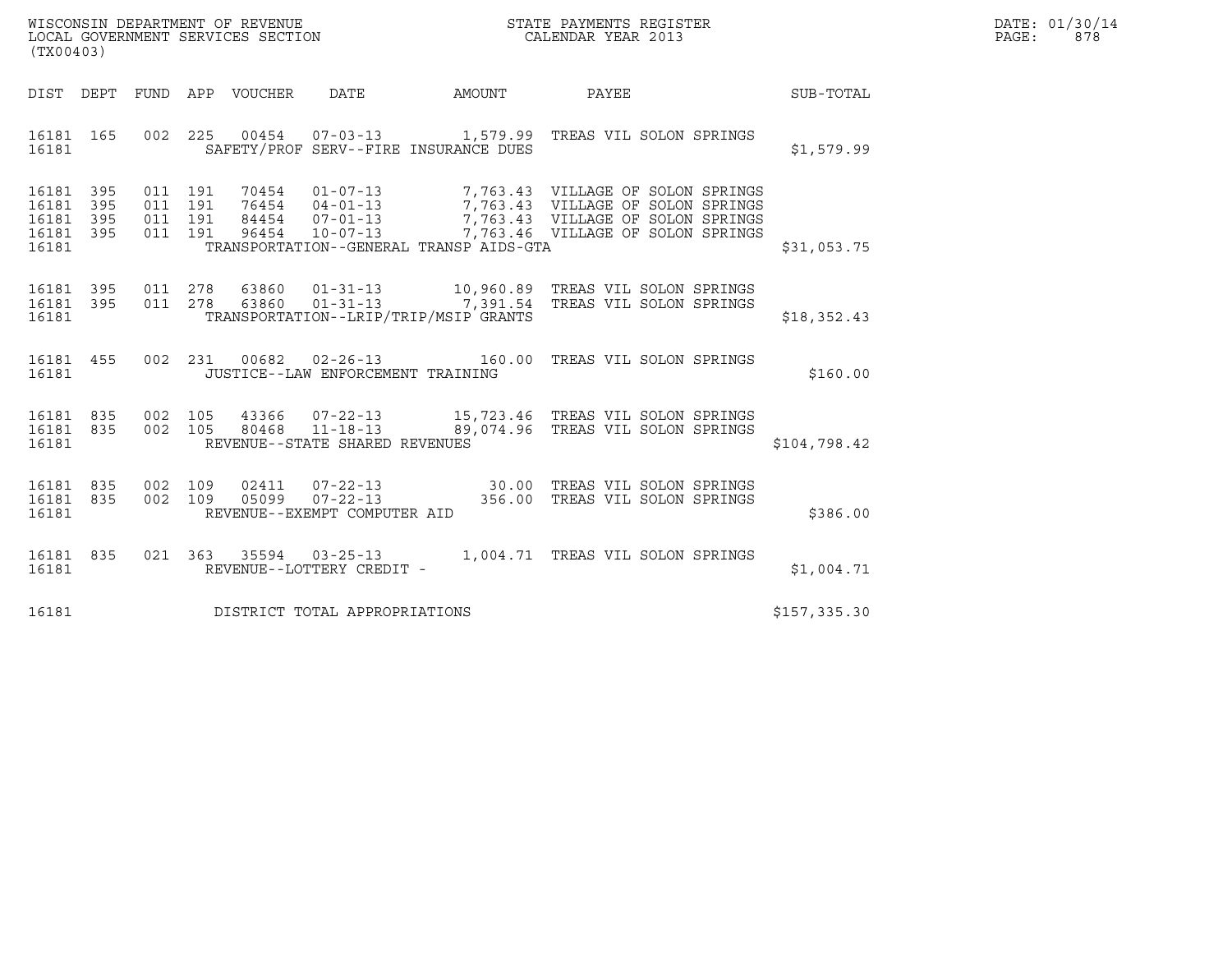WISCONSIN DEPARTMENT OF REVENUE
LOCAL GOVERNMENT SERVICES SECTION
(TX00403)

STATE PAYMENTS REGISTER
CALENDAR YEAR 2013

DATE: 01/30/14
PAGE: 878

| DIST | DEPT | FUND | APP | VOUCHER | DATE | AMOUNT | PAYEE | SUB-TOTAL |
|---|---|---|---|---|---|---|---|---|
| 16181 | 165 | 002 | 225 | 00454 | 07-03-13 | 1,579.99 | TREAS VIL SOLON SPRINGS | |
| 16181 | | | | | SAFETY/PROF SERV--FIRE INSURANCE DUES | | | $1,579.99 |
| 16181 | 395 | 011 | 191 | 70454 | 01-07-13 | 7,763.43 | VILLAGE OF SOLON SPRINGS | |
| 16181 | 395 | 011 | 191 | 76454 | 04-01-13 | 7,763.43 | VILLAGE OF SOLON SPRINGS | |
| 16181 | 395 | 011 | 191 | 84454 | 07-01-13 | 7,763.43 | VILLAGE OF SOLON SPRINGS | |
| 16181 | 395 | 011 | 191 | 96454 | 10-07-13 | 7,763.46 | VILLAGE OF SOLON SPRINGS | |
| 16181 | | | | | TRANSPORTATION--GENERAL TRANSP AIDS-GTA | | | $31,053.75 |
| 16181 | 395 | 011 | 278 | 63860 | 01-31-13 | 10,960.89 | TREAS VIL SOLON SPRINGS | |
| 16181 | 395 | 011 | 278 | 63860 | 01-31-13 | 7,391.54 | TREAS VIL SOLON SPRINGS | |
| 16181 | | | | | TRANSPORTATION--LRIP/TRIP/MSIP GRANTS | | | $18,352.43 |
| 16181 | 455 | 002 | 231 | 00682 | 02-26-13 | 160.00 | TREAS VIL SOLON SPRINGS | |
| 16181 | | | | | JUSTICE--LAW ENFORCEMENT TRAINING | | | $160.00 |
| 16181 | 835 | 002 | 105 | 43366 | 07-22-13 | 15,723.46 | TREAS VIL SOLON SPRINGS | |
| 16181 | 835 | 002 | 105 | 80468 | 11-18-13 | 89,074.96 | TREAS VIL SOLON SPRINGS | |
| 16181 | | | | | REVENUE--STATE SHARED REVENUES | | | $104,798.42 |
| 16181 | 835 | 002 | 109 | 02411 | 07-22-13 | 30.00 | TREAS VIL SOLON SPRINGS | |
| 16181 | 835 | 002 | 109 | 05099 | 07-22-13 | 356.00 | TREAS VIL SOLON SPRINGS | |
| 16181 | | | | | REVENUE--EXEMPT COMPUTER AID | | | $386.00 |
| 16181 | 835 | 021 | 363 | 35594 | 03-25-13 | 1,004.71 | TREAS VIL SOLON SPRINGS | |
| 16181 | | | | | REVENUE--LOTTERY CREDIT - | | | $1,004.71 |
| 16181 | | | | | DISTRICT TOTAL APPROPRIATIONS | | | $157,335.30 |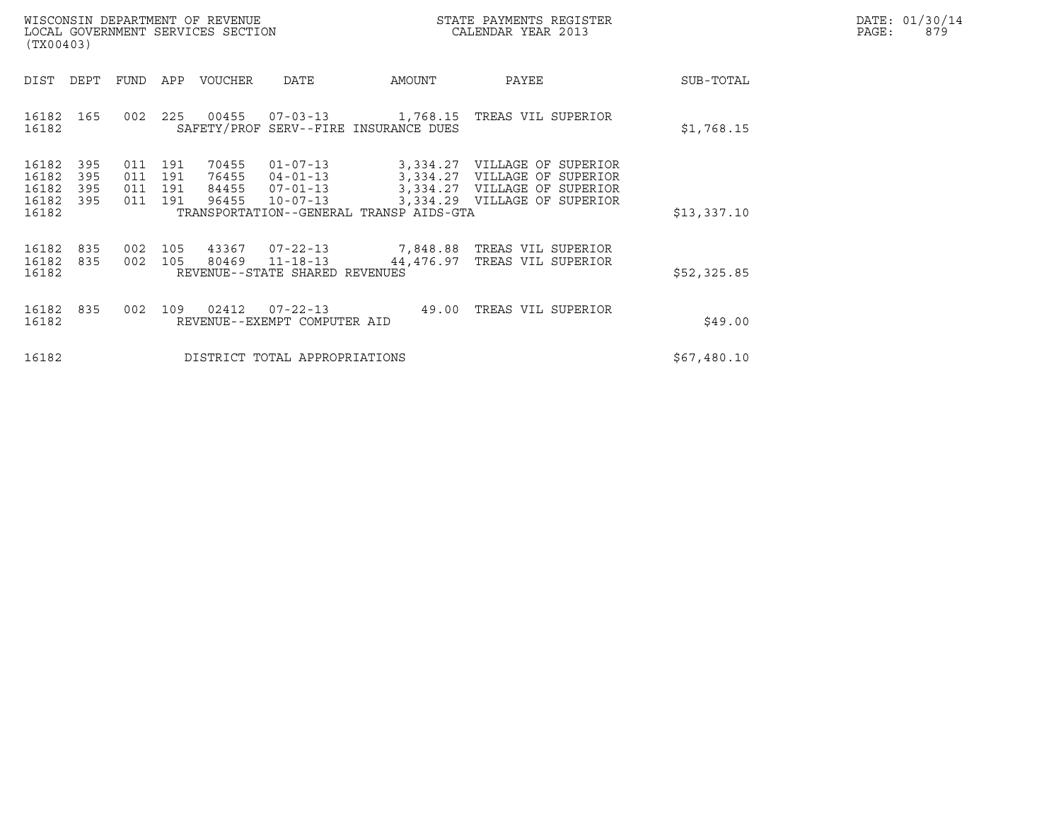WISCONSIN DEPARTMENT OF REVENUE
LOCAL GOVERNMENT SERVICES SECTION
(TX00403)

STATE PAYMENTS REGISTER
CALENDAR YEAR 2013

DATE: 01/30/14
PAGE: 879

| DIST | DEPT | FUND | APP | VOUCHER | DATE | AMOUNT | PAYEE | SUB-TOTAL |
|---|---|---|---|---|---|---|---|---|
| 16182 | 165 | 002 | 225 | 00455 | 07-03-13 | 1,768.15 | TREAS VIL SUPERIOR | |
| 16182 | | | | SAFETY/PROF SERV--FIRE INSURANCE DUES | | | | $1,768.15 |
| 16182 | 395 | 011 | 191 | 70455 | 01-07-13 | 3,334.27 | VILLAGE OF SUPERIOR | |
| 16182 | 395 | 011 | 191 | 76455 | 04-01-13 | 3,334.27 | VILLAGE OF SUPERIOR | |
| 16182 | 395 | 011 | 191 | 84455 | 07-01-13 | 3,334.27 | VILLAGE OF SUPERIOR | |
| 16182 | 395 | 011 | 191 | 96455 | 10-07-13 | 3,334.29 | VILLAGE OF SUPERIOR | |
| 16182 | | | | TRANSPORTATION--GENERAL TRANSP AIDS-GTA | | | | $13,337.10 |
| 16182 | 835 | 002 | 105 | 43367 | 07-22-13 | 7,848.88 | TREAS VIL SUPERIOR | |
| 16182 | 835 | 002 | 105 | 80469 | 11-18-13 | 44,476.97 | TREAS VIL SUPERIOR | |
| 16182 | | | | REVENUE--STATE SHARED REVENUES | | | | $52,325.85 |
| 16182 | 835 | 002 | 109 | 02412 | 07-22-13 | 49.00 | TREAS VIL SUPERIOR | |
| 16182 | | | | REVENUE--EXEMPT COMPUTER AID | | | | $49.00 |
| 16182 | | | | DISTRICT TOTAL APPROPRIATIONS | | | | $67,480.10 |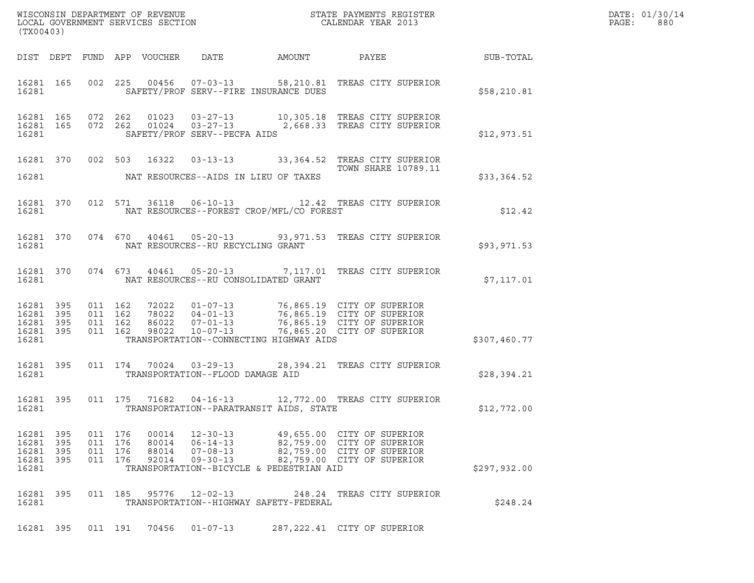WISCONSIN DEPARTMENT OF REVENUE
LOCAL GOVERNMENT SERVICES SECTION
(TX00403)

STATE PAYMENTS REGISTER
CALENDAR YEAR 2013

DATE: 01/30/14
PAGE: 880

| DIST | DEPT | FUND | APP | VOUCHER | DATE | AMOUNT | PAYEE | SUB-TOTAL |
|---|---|---|---|---|---|---|---|---|
| 16281 | 165 | 002 | 225 | 00456 | 07-03-13 | 58,210.81 | TREAS CITY SUPERIOR | |
| 16281 | | | | | SAFETY/PROF SERV--FIRE INSURANCE DUES | | | $58,210.81 |
| 16281 | 165 | 072 | 262 | 01023 | 03-27-13 | 10,305.18 | TREAS CITY SUPERIOR | |
| 16281 | 165 | 072 | 262 | 01024 | 03-27-13 | 2,668.33 | TREAS CITY SUPERIOR | |
| 16281 | | | | | SAFETY/PROF SERV--PECFA AIDS | | | $12,973.51 |
| 16281 | 370 | 002 | 503 | 16322 | 03-13-13 | 33,364.52 | TREAS CITY SUPERIOR TOWN SHARE 10789.11 | |
| 16281 | | | | | NAT RESOURCES--AIDS IN LIEU OF TAXES | | | $33,364.52 |
| 16281 | 370 | 012 | 571 | 36118 | 06-10-13 | 12.42 | TREAS CITY SUPERIOR | |
| 16281 | | | | | NAT RESOURCES--FOREST CROP/MFL/CO FOREST | | | $12.42 |
| 16281 | 370 | 074 | 670 | 40461 | 05-20-13 | 93,971.53 | TREAS CITY SUPERIOR | |
| 16281 | | | | | NAT RESOURCES--RU RECYCLING GRANT | | | $93,971.53 |
| 16281 | 370 | 074 | 673 | 40461 | 05-20-13 | 7,117.01 | TREAS CITY SUPERIOR | |
| 16281 | | | | | NAT RESOURCES--RU CONSOLIDATED GRANT | | | $7,117.01 |
| 16281 | 395 | 011 | 162 | 72022 | 01-07-13 | 76,865.19 | CITY OF SUPERIOR | |
| 16281 | 395 | 011 | 162 | 78022 | 04-01-13 | 76,865.19 | CITY OF SUPERIOR | |
| 16281 | 395 | 011 | 162 | 86022 | 07-01-13 | 76,865.19 | CITY OF SUPERIOR | |
| 16281 | 395 | 011 | 162 | 98022 | 10-07-13 | 76,865.20 | CITY OF SUPERIOR | |
| 16281 | | | | | TRANSPORTATION--CONNECTING HIGHWAY AIDS | | | $307,460.77 |
| 16281 | 395 | 011 | 174 | 70024 | 03-29-13 | 28,394.21 | TREAS CITY SUPERIOR | |
| 16281 | | | | | TRANSPORTATION--FLOOD DAMAGE AID | | | $28,394.21 |
| 16281 | 395 | 011 | 175 | 71682 | 04-16-13 | 12,772.00 | TREAS CITY SUPERIOR | |
| 16281 | | | | | TRANSPORTATION--PARATRANSIT AIDS, STATE | | | $12,772.00 |
| 16281 | 395 | 011 | 176 | 00014 | 12-30-13 | 49,655.00 | CITY OF SUPERIOR | |
| 16281 | 395 | 011 | 176 | 80014 | 06-14-13 | 82,759.00 | CITY OF SUPERIOR | |
| 16281 | 395 | 011 | 176 | 88014 | 07-08-13 | 82,759.00 | CITY OF SUPERIOR | |
| 16281 | 395 | 011 | 176 | 92014 | 09-30-13 | 82,759.00 | CITY OF SUPERIOR | |
| 16281 | | | | | TRANSPORTATION--BICYCLE & PEDESTRIAN AID | | | $297,932.00 |
| 16281 | 395 | 011 | 185 | 95776 | 12-02-13 | 248.24 | TREAS CITY SUPERIOR | |
| 16281 | | | | | TRANSPORTATION--HIGHWAY SAFETY-FEDERAL | | | $248.24 |
| 16281 | 395 | 011 | 191 | 70456 | 01-07-13 | 287,222.41 | CITY OF SUPERIOR | |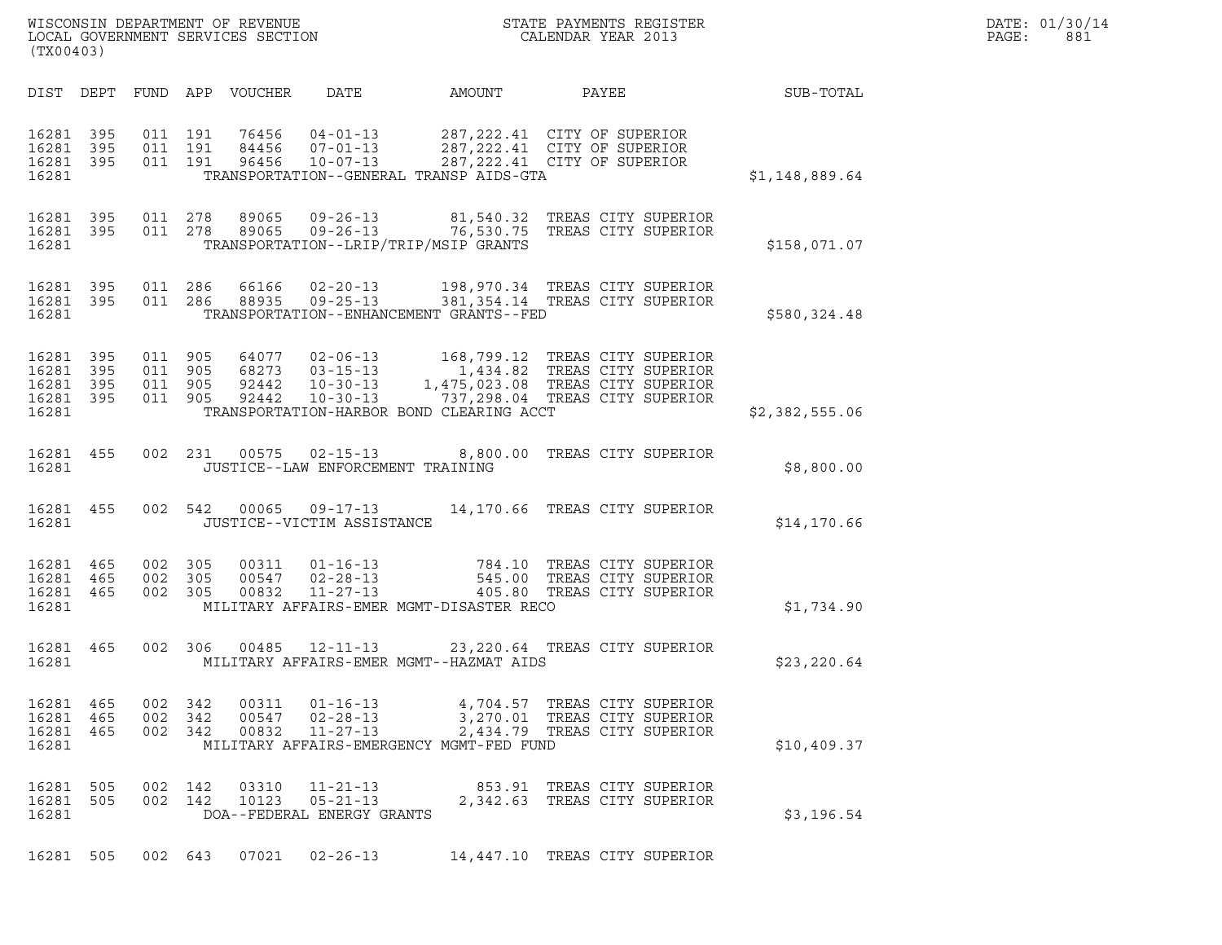WISCONSIN DEPARTMENT OF REVENUE
LOCAL GOVERNMENT SERVICES SECTION
(TX00403)

STATE PAYMENTS REGISTER
CALENDAR YEAR 2013

DATE: 01/30/14
PAGE: 881

| DIST | DEPT | FUND | APP | VOUCHER | DATE | AMOUNT | PAYEE | SUB-TOTAL |
|---|---|---|---|---|---|---|---|---|
| 16281 | 395 | 011 | 191 | 76456 | 04-01-13 | 287,222.41 | CITY OF SUPERIOR | |
| 16281 | 395 | 011 | 191 | 84456 | 07-01-13 | 287,222.41 | CITY OF SUPERIOR | |
| 16281 | 395 | 011 | 191 | 96456 | 10-07-13 | 287,222.41 | CITY OF SUPERIOR | |
| 16281 | | | | | TRANSPORTATION--GENERAL TRANSP AIDS-GTA | | | $1,148,889.64 |
| 16281 | 395 | 011 | 278 | 89065 | 09-26-13 | 81,540.32 | TREAS CITY SUPERIOR | |
| 16281 | 395 | 011 | 278 | 89065 | 09-26-13 | 76,530.75 | TREAS CITY SUPERIOR | |
| 16281 | | | | | TRANSPORTATION--LRIP/TRIP/MSIP GRANTS | | | $158,071.07 |
| 16281 | 395 | 011 | 286 | 66166 | 02-20-13 | 198,970.34 | TREAS CITY SUPERIOR | |
| 16281 | 395 | 011 | 286 | 88935 | 09-25-13 | 381,354.14 | TREAS CITY SUPERIOR | |
| 16281 | | | | | TRANSPORTATION--ENHANCEMENT GRANTS--FED | | | $580,324.48 |
| 16281 | 395 | 011 | 905 | 64077 | 02-06-13 | 168,799.12 | TREAS CITY SUPERIOR | |
| 16281 | 395 | 011 | 905 | 68273 | 03-15-13 | 1,434.82 | TREAS CITY SUPERIOR | |
| 16281 | 395 | 011 | 905 | 92442 | 10-30-13 | 1,475,023.08 | TREAS CITY SUPERIOR | |
| 16281 | 395 | 011 | 905 | 92442 | 10-30-13 | 737,298.04 | TREAS CITY SUPERIOR | |
| 16281 | | | | | TRANSPORTATION-HARBOR BOND CLEARING ACCT | | | $2,382,555.06 |
| 16281 | 455 | 002 | 231 | 00575 | 02-15-13 | 8,800.00 | TREAS CITY SUPERIOR | |
| 16281 | | | | | JUSTICE--LAW ENFORCEMENT TRAINING | | | $8,800.00 |
| 16281 | 455 | 002 | 542 | 00065 | 09-17-13 | 14,170.66 | TREAS CITY SUPERIOR | |
| 16281 | | | | | JUSTICE--VICTIM ASSISTANCE | | | $14,170.66 |
| 16281 | 465 | 002 | 305 | 00311 | 01-16-13 | 784.10 | TREAS CITY SUPERIOR | |
| 16281 | 465 | 002 | 305 | 00547 | 02-28-13 | 545.00 | TREAS CITY SUPERIOR | |
| 16281 | 465 | 002 | 305 | 00832 | 11-27-13 | 405.80 | TREAS CITY SUPERIOR | |
| 16281 | | | | | MILITARY AFFAIRS-EMER MGMT-DISASTER RECO | | | $1,734.90 |
| 16281 | 465 | 002 | 306 | 00485 | 12-11-13 | 23,220.64 | TREAS CITY SUPERIOR | |
| 16281 | | | | | MILITARY AFFAIRS-EMER MGMT--HAZMAT AIDS | | | $23,220.64 |
| 16281 | 465 | 002 | 342 | 00311 | 01-16-13 | 4,704.57 | TREAS CITY SUPERIOR | |
| 16281 | 465 | 002 | 342 | 00547 | 02-28-13 | 3,270.01 | TREAS CITY SUPERIOR | |
| 16281 | 465 | 002 | 342 | 00832 | 11-27-13 | 2,434.79 | TREAS CITY SUPERIOR | |
| 16281 | | | | | MILITARY AFFAIRS-EMERGENCY MGMT-FED FUND | | | $10,409.37 |
| 16281 | 505 | 002 | 142 | 03310 | 11-21-13 | 853.91 | TREAS CITY SUPERIOR | |
| 16281 | 505 | 002 | 142 | 10123 | 05-21-13 | 2,342.63 | TREAS CITY SUPERIOR | |
| 16281 | | | | | DOA--FEDERAL ENERGY GRANTS | | | $3,196.54 |
| 16281 | 505 | 002 | 643 | 07021 | 02-26-13 | 14,447.10 | TREAS CITY SUPERIOR | |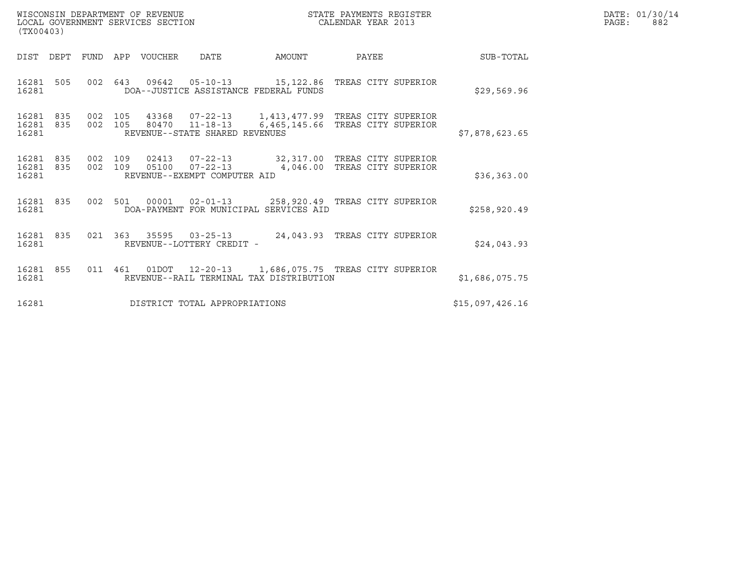WISCONSIN DEPARTMENT OF REVENUE
LOCAL GOVERNMENT SERVICES SECTION
(TX00403)

STATE PAYMENTS REGISTER
CALENDAR YEAR 2013

DATE: 01/30/14

| DIST | DEPT | FUND | APP | VOUCHER | DATE | AMOUNT | PAYEE | SUB-TOTAL |
|---|---|---|---|---|---|---|---|---|
| 16281 | 505 | 002 | 643 | 09642 | 05-10-13 | 15,122.86 | TREAS CITY SUPERIOR | |
| 16281 | | | | DOA--JUSTICE ASSISTANCE FEDERAL FUNDS | | | | $29,569.96 |
| 16281 | 835 | 002 | 105 | 43368 | 07-22-13 | 1,413,477.99 | TREAS CITY SUPERIOR | |
| 16281 | 835 | 002 | 105 | 80470 | 11-18-13 | 6,465,145.66 | TREAS CITY SUPERIOR | |
| 16281 | | | | REVENUE--STATE SHARED REVENUES | | | | $7,878,623.65 |
| 16281 | 835 | 002 | 109 | 02413 | 07-22-13 | 32,317.00 | TREAS CITY SUPERIOR | |
| 16281 | 835 | 002 | 109 | 05100 | 07-22-13 | 4,046.00 | TREAS CITY SUPERIOR | |
| 16281 | | | | REVENUE--EXEMPT COMPUTER AID | | | | $36,363.00 |
| 16281 | 835 | 002 | 501 | 00001 | 02-01-13 | 258,920.49 | TREAS CITY SUPERIOR | |
| 16281 | | | | DOA-PAYMENT FOR MUNICIPAL SERVICES AID | | | | $258,920.49 |
| 16281 | 835 | 021 | 363 | 35595 | 03-25-13 | 24,043.93 | TREAS CITY SUPERIOR | |
| 16281 | | | | REVENUE--LOTTERY CREDIT - | | | | $24,043.93 |
| 16281 | 855 | 011 | 461 | 01DOT | 12-20-13 | 1,686,075.75 | TREAS CITY SUPERIOR | |
| 16281 | | | | REVENUE--RAIL TERMINAL TAX DISTRIBUTION | | | | $1,686,075.75 |
| 16281 | | | | DISTRICT TOTAL APPROPRIATIONS | | | | $15,097,426.16 |